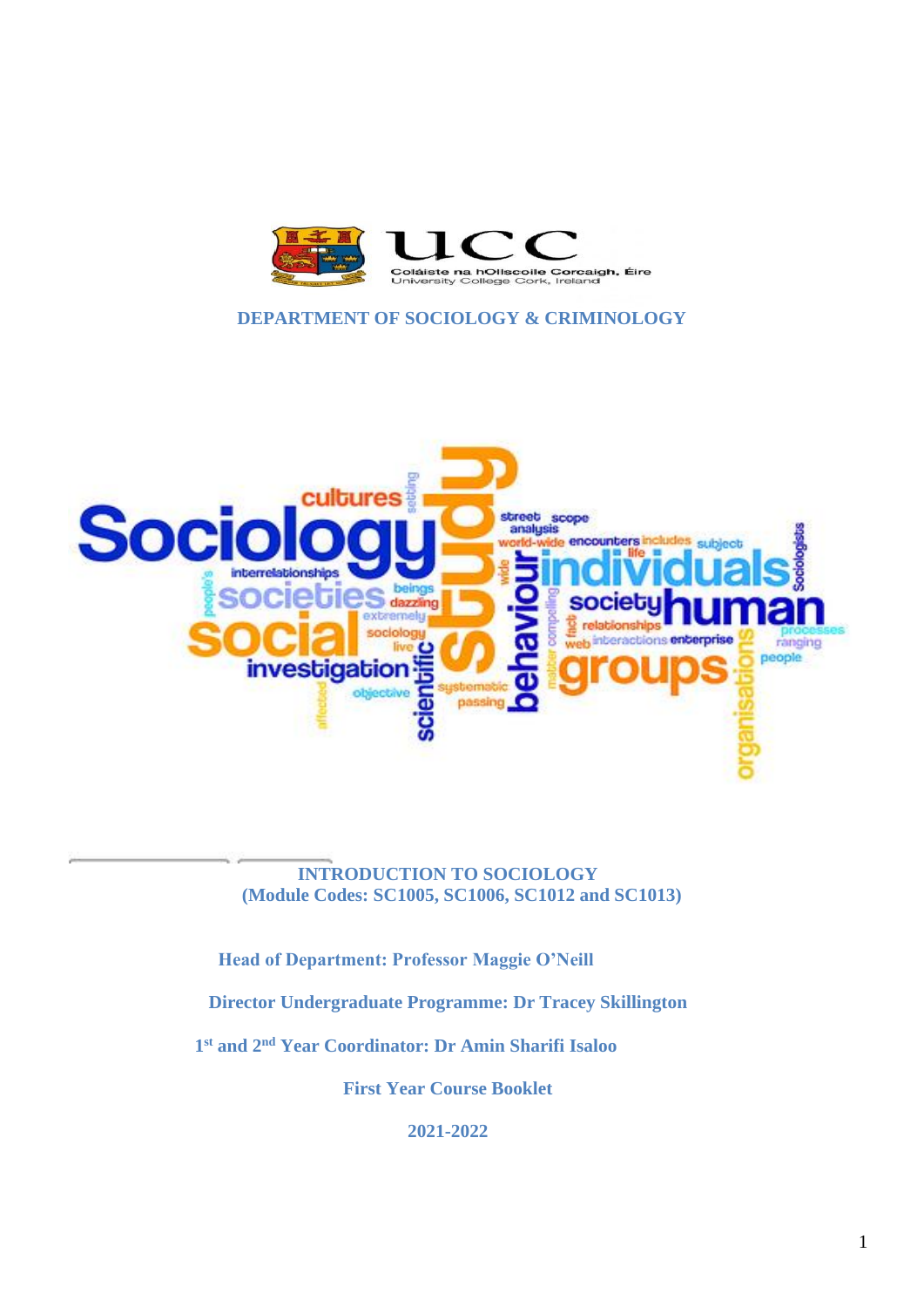Coláiste na hOllscoile Corcaigh, Éire
University College Cork, Ireland

**DEPARTMENT OF SOCIOLOGY & CRIMINOLOGY**

**INTRODUCTION TO SOCIOLOGY**
**(Module Codes: SC1005, SC1006, SC1012 and SC1013)**

**Head of Department: Professor Maggie O'Neill**

**Director Undergraduate Programme: Dr Tracey Skillington**

**1st and 2nd Year Coordinator: Dr Amin Sharifi Isaloo**

**First Year Course Booklet**

**2021-2022**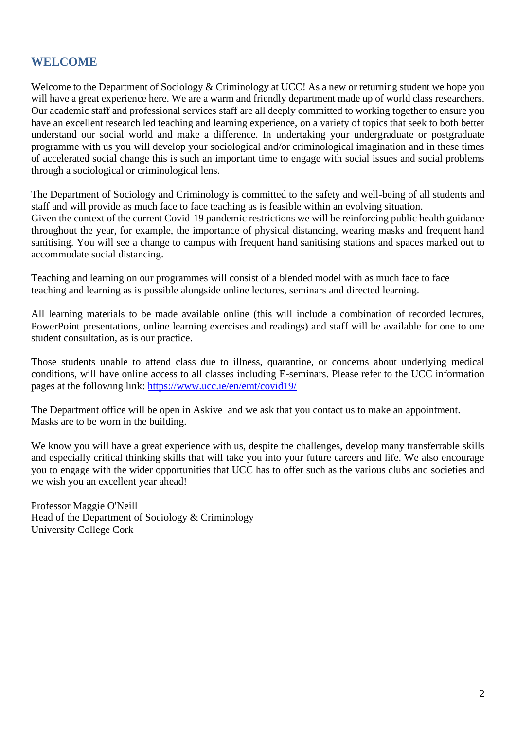## WELCOME

Welcome to the Department of Sociology & Criminology at UCC! As a new or returning student we hope you will have a great experience here. We are a warm and friendly department made up of world class researchers. Our academic staff and professional services staff are all deeply committed to working together to ensure you have an excellent research led teaching and learning experience, on a variety of topics that seek to both better understand our social world and make a difference. In undertaking your undergraduate or postgraduate programme with us you will develop your sociological and/or criminological imagination and in these times of accelerated social change this is such an important time to engage with social issues and social problems through a sociological or criminological lens.

The Department of Sociology and Criminology is committed to the safety and well-being of all students and staff and will provide as much face to face teaching as is feasible within an evolving situation.
Given the context of the current Covid-19 pandemic restrictions we will be reinforcing public health guidance throughout the year, for example, the importance of physical distancing, wearing masks and frequent hand sanitising. You will see a change to campus with frequent hand sanitising stations and spaces marked out to accommodate social distancing.

Teaching and learning on our programmes will consist of a blended model with as much face to face teaching and learning as is possible alongside online lectures, seminars and directed learning.

All learning materials to be made available online (this will include a combination of recorded lectures, PowerPoint presentations, online learning exercises and readings) and staff will be available for one to one student consultation, as is our practice.

Those students unable to attend class due to illness, quarantine, or concerns about underlying medical conditions, will have online access to all classes including E-seminars. Please refer to the UCC information pages at the following link: [https://www.ucc.ie/en/emt/covid19/](https://www.ucc.ie/en/emt/covid19/)

The Department office will be open in Askive and we ask that you contact us to make an appointment.
Masks are to be worn in the building.

We know you will have a great experience with us, despite the challenges, develop many transferrable skills and especially critical thinking skills that will take you into your future careers and life. We also encourage you to engage with the wider opportunities that UCC has to offer such as the various clubs and societies and we wish you an excellent year ahead!

Professor Maggie O'Neill
Head of the Department of Sociology & Criminology
University College Cork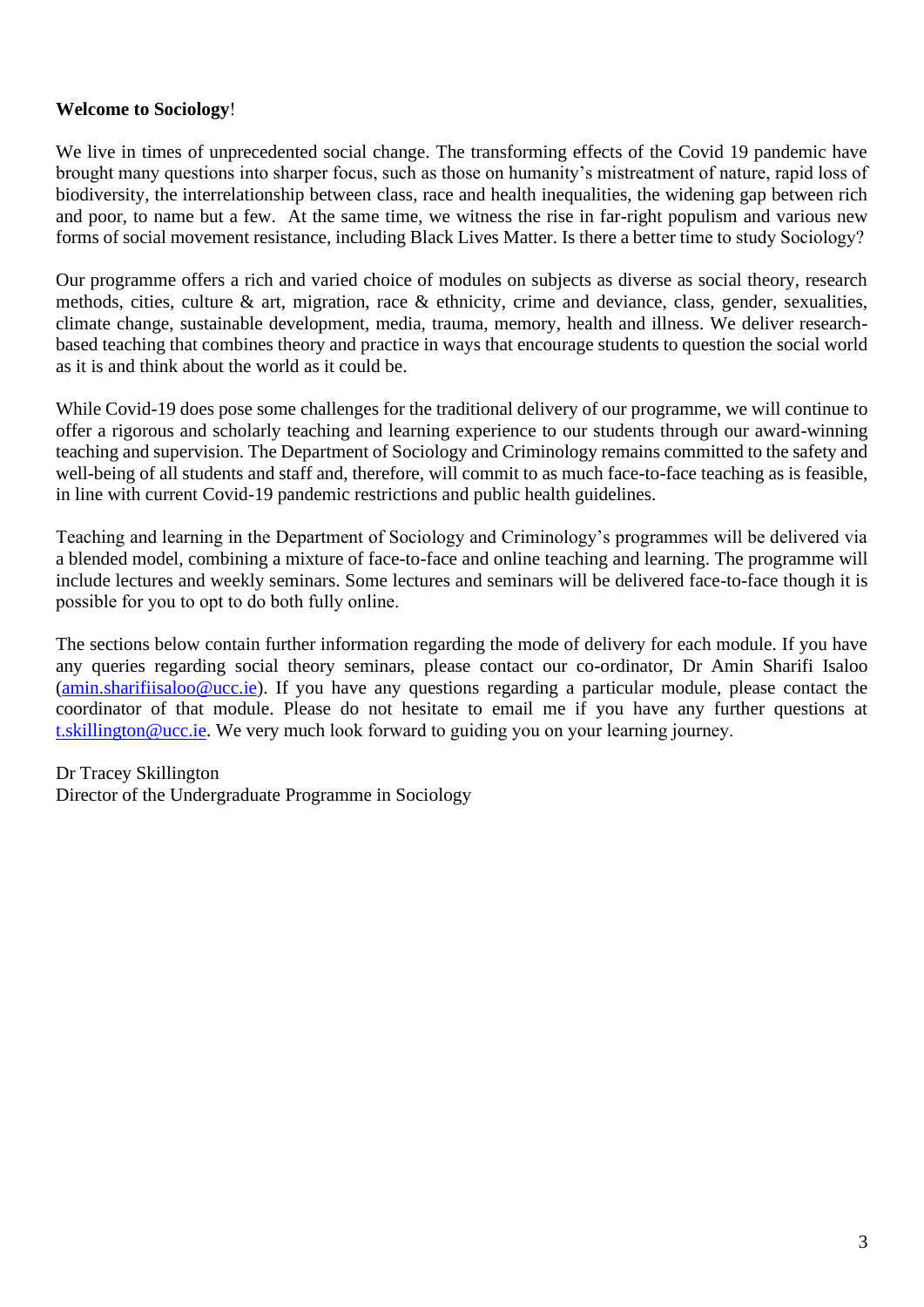**Welcome to Sociology**!

We live in times of unprecedented social change. The transforming effects of the Covid 19 pandemic have brought many questions into sharper focus, such as those on humanity's mistreatment of nature, rapid loss of biodiversity, the interrelationship between class, race and health inequalities, the widening gap between rich and poor, to name but a few. At the same time, we witness the rise in far-right populism and various new forms of social movement resistance, including Black Lives Matter. Is there a better time to study Sociology?

Our programme offers a rich and varied choice of modules on subjects as diverse as social theory, research methods, cities, culture & art, migration, race & ethnicity, crime and deviance, class, gender, sexualities, climate change, sustainable development, media, trauma, memory, health and illness. We deliver research-based teaching that combines theory and practice in ways that encourage students to question the social world as it is and think about the world as it could be.

While Covid-19 does pose some challenges for the traditional delivery of our programme, we will continue to offer a rigorous and scholarly teaching and learning experience to our students through our award-winning teaching and supervision. The Department of Sociology and Criminology remains committed to the safety and well-being of all students and staff and, therefore, will commit to as much face-to-face teaching as is feasible, in line with current Covid-19 pandemic restrictions and public health guidelines.

Teaching and learning in the Department of Sociology and Criminology's programmes will be delivered via a blended model, combining a mixture of face-to-face and online teaching and learning. The programme will include lectures and weekly seminars. Some lectures and seminars will be delivered face-to-face though it is possible for you to opt to do both fully online.

The sections below contain further information regarding the mode of delivery for each module. If you have any queries regarding social theory seminars, please contact our co-ordinator, Dr Amin Sharifi Isaloo (amin.sharifiisaloo@ucc.ie). If you have any questions regarding a particular module, please contact the coordinator of that module. Please do not hesitate to email me if you have any further questions at t.skillington@ucc.ie. We very much look forward to guiding you on your learning journey.

Dr Tracey Skillington
Director of the Undergraduate Programme in Sociology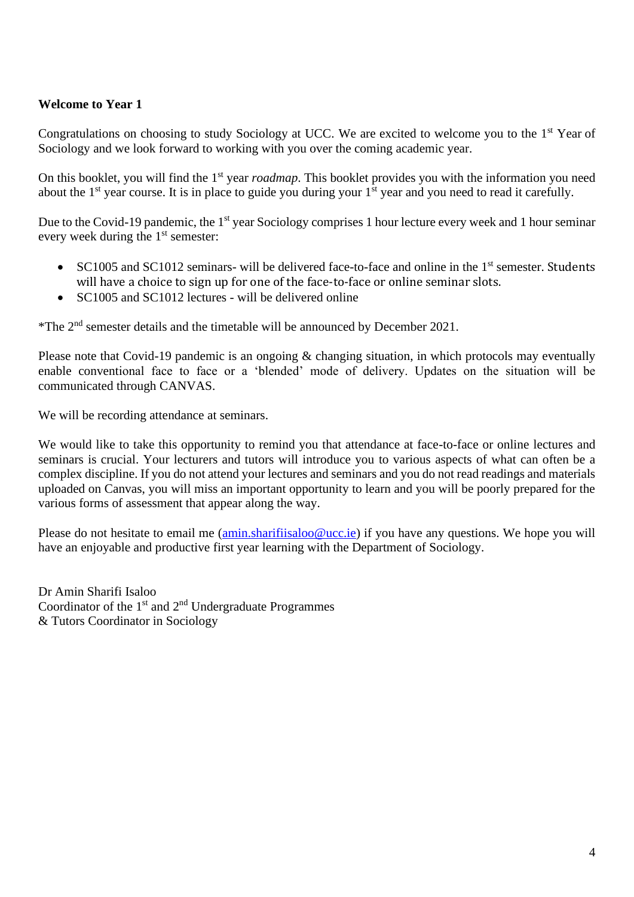**Welcome to Year 1**

Congratulations on choosing to study Sociology at UCC. We are excited to welcome you to the 1st Year of Sociology and we look forward to working with you over the coming academic year.

On this booklet, you will find the 1st year *roadmap*. This booklet provides you with the information you need about the 1st year course. It is in place to guide you during your 1st year and you need to read it carefully.

Due to the Covid-19 pandemic, the 1st year Sociology comprises 1 hour lecture every week and 1 hour seminar every week during the 1st semester:

- SC1005 and SC1012 seminars- will be delivered face-to-face and online in the 1st semester. Students will have a choice to sign up for one of the face-to-face or online seminar slots.
- SC1005 and SC1012 lectures - will be delivered online

*The 2nd semester details and the timetable will be announced by December 2021.

Please note that Covid-19 pandemic is an ongoing & changing situation, in which protocols may eventually enable conventional face to face or a 'blended' mode of delivery. Updates on the situation will be communicated through CANVAS.

We will be recording attendance at seminars.

We would like to take this opportunity to remind you that attendance at face-to-face or online lectures and seminars is crucial. Your lecturers and tutors will introduce you to various aspects of what can often be a complex discipline. If you do not attend your lectures and seminars and you do not read readings and materials uploaded on Canvas, you will miss an important opportunity to learn and you will be poorly prepared for the various forms of assessment that appear along the way.

Please do not hesitate to email me (amin.sharifiisaloo@ucc.ie) if you have any questions. We hope you will have an enjoyable and productive first year learning with the Department of Sociology.

Dr Amin Sharifi Isaloo
Coordinator of the 1st and 2nd Undergraduate Programmes
& Tutors Coordinator in Sociology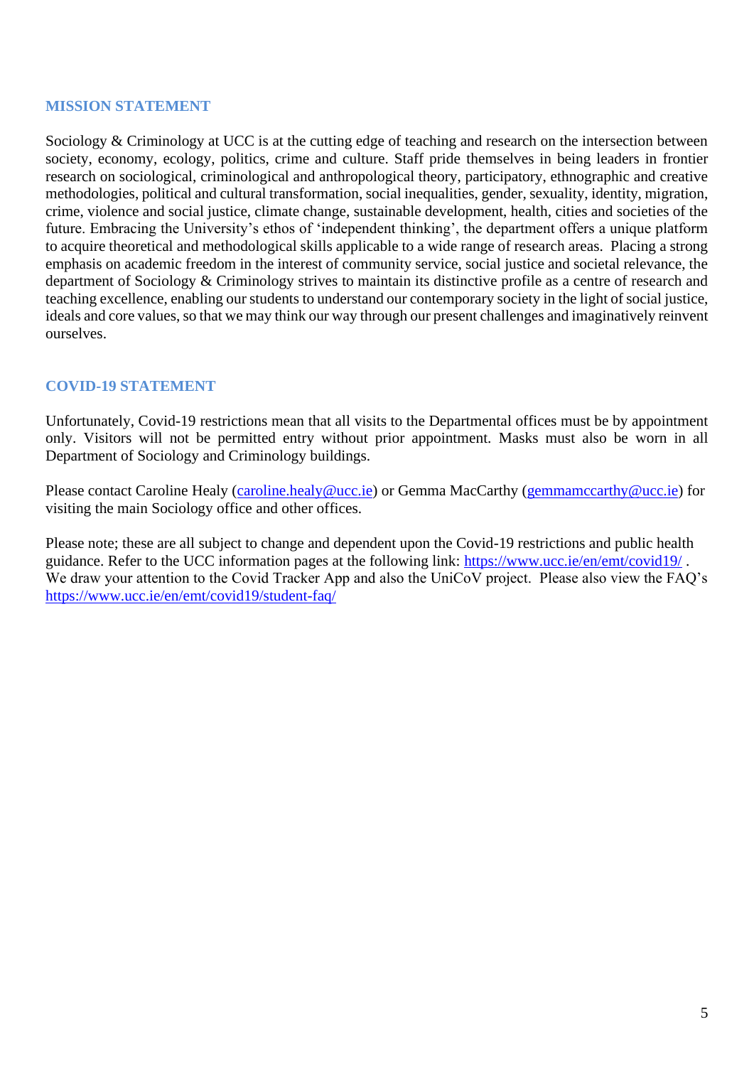## MISSION STATEMENT

Sociology & Criminology at UCC is at the cutting edge of teaching and research on the intersection between society, economy, ecology, politics, crime and culture. Staff pride themselves in being leaders in frontier research on sociological, criminological and anthropological theory, participatory, ethnographic and creative methodologies, political and cultural transformation, social inequalities, gender, sexuality, identity, migration, crime, violence and social justice, climate change, sustainable development, health, cities and societies of the future. Embracing the University's ethos of 'independent thinking', the department offers a unique platform to acquire theoretical and methodological skills applicable to a wide range of research areas. Placing a strong emphasis on academic freedom in the interest of community service, social justice and societal relevance, the department of Sociology & Criminology strives to maintain its distinctive profile as a centre of research and teaching excellence, enabling our students to understand our contemporary society in the light of social justice, ideals and core values, so that we may think our way through our present challenges and imaginatively reinvent ourselves.

## COVID-19 STATEMENT

Unfortunately, Covid-19 restrictions mean that all visits to the Departmental offices must be by appointment only. Visitors will not be permitted entry without prior appointment. Masks must also be worn in all Department of Sociology and Criminology buildings.

Please contact Caroline Healy (caroline.healy@ucc.ie) or Gemma MacCarthy (gemmamccarthy@ucc.ie) for visiting the main Sociology office and other offices.

Please note; these are all subject to change and dependent upon the Covid-19 restrictions and public health guidance. Refer to the UCC information pages at the following link: https://www.ucc.ie/en/emt/covid19/ . We draw your attention to the Covid Tracker App and also the UniCoV project. Please also view the FAQ's https://www.ucc.ie/en/emt/covid19/student-faq/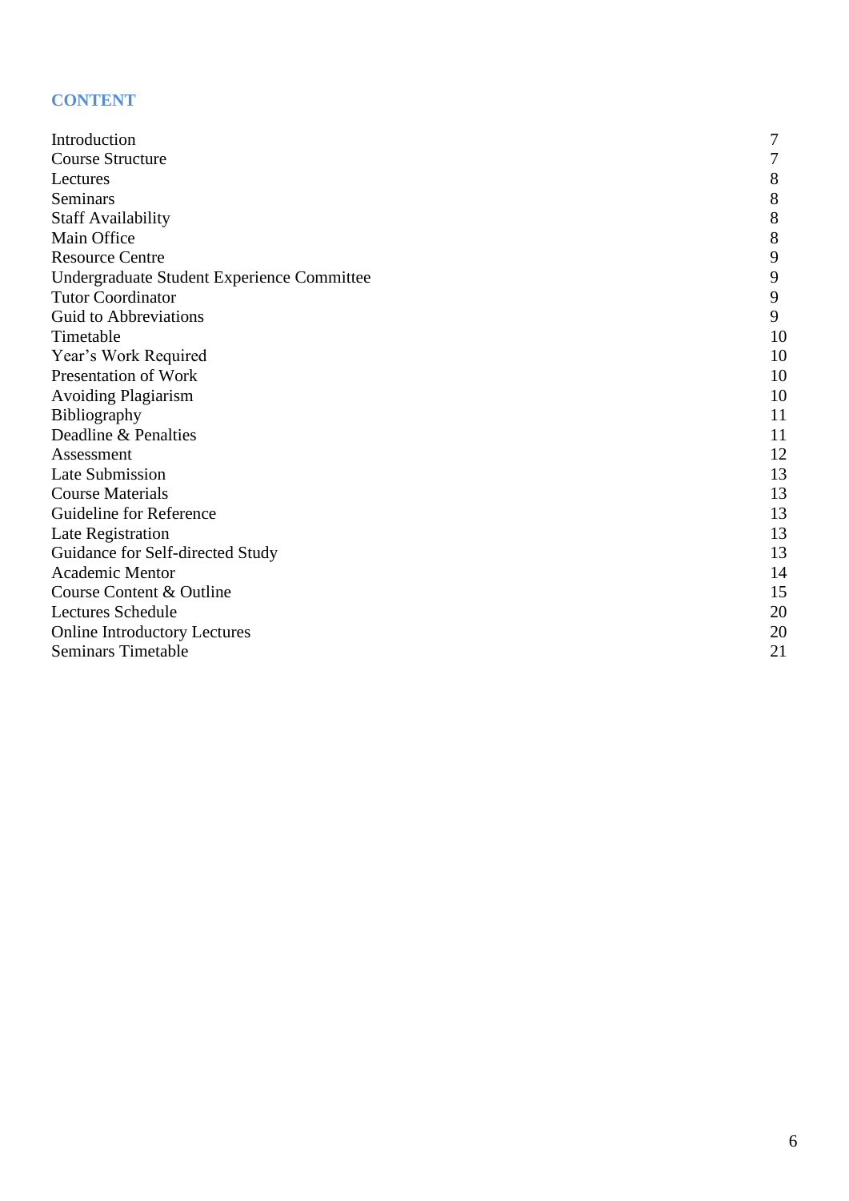## CONTENT

| | |
|---|---|
| Introduction | 7 |
| Course Structure | 7 |
| Lectures | 8 |
| Seminars | 8 |
| Staff Availability | 8 |
| Main Office | 8 |
| Resource Centre | 9 |
| Undergraduate Student Experience Committee | 9 |
| Tutor Coordinator | 9 |
| Guid to Abbreviations | 9 |
| Timetable | 10 |
| Year's Work Required | 10 |
| Presentation of Work | 10 |
| Avoiding Plagiarism | 10 |
| Bibliography | 11 |
| Deadline & Penalties | 11 |
| Assessment | 12 |
| Late Submission | 13 |
| Course Materials | 13 |
| Guideline for Reference | 13 |
| Late Registration | 13 |
| Guidance for Self-directed Study | 13 |
| Academic Mentor | 14 |
| Course Content & Outline | 15 |
| Lectures Schedule | 20 |
| Online Introductory Lectures | 20 |
| Seminars Timetable | 21 |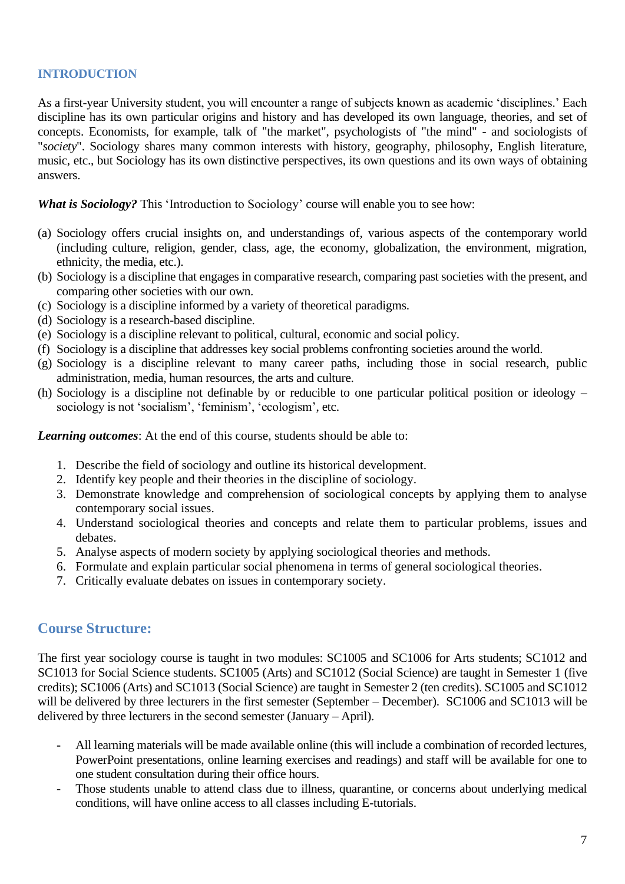## INTRODUCTION

As a first-year University student, you will encounter a range of subjects known as academic 'disciplines.' Each discipline has its own particular origins and history and has developed its own language, theories, and set of concepts. Economists, for example, talk of "the market", psychologists of "the mind" - and sociologists of "*society*". Sociology shares many common interests with history, geography, philosophy, English literature, music, etc., but Sociology has its own distinctive perspectives, its own questions and its own ways of obtaining answers.

***What is Sociology?*** This 'Introduction to Sociology' course will enable you to see how:

(a) Sociology offers crucial insights on, and understandings of, various aspects of the contemporary world (including culture, religion, gender, class, age, the economy, globalization, the environment, migration, ethnicity, the media, etc.).
(b) Sociology is a discipline that engages in comparative research, comparing past societies with the present, and comparing other societies with our own.
(c) Sociology is a discipline informed by a variety of theoretical paradigms.
(d) Sociology is a research-based discipline.
(e) Sociology is a discipline relevant to political, cultural, economic and social policy.
(f) Sociology is a discipline that addresses key social problems confronting societies around the world.
(g) Sociology is a discipline relevant to many career paths, including those in social research, public administration, media, human resources, the arts and culture.
(h) Sociology is a discipline not definable by or reducible to one particular political position or ideology – sociology is not 'socialism', 'feminism', 'ecologism', etc.

***Learning outcomes***: At the end of this course, students should be able to:

1. Describe the field of sociology and outline its historical development.
2. Identify key people and their theories in the discipline of sociology.
3. Demonstrate knowledge and comprehension of sociological concepts by applying them to analyse contemporary social issues.
4. Understand sociological theories and concepts and relate them to particular problems, issues and debates.
5. Analyse aspects of modern society by applying sociological theories and methods.
6. Formulate and explain particular social phenomena in terms of general sociological theories.
7. Critically evaluate debates on issues in contemporary society.

## Course Structure:

The first year sociology course is taught in two modules: SC1005 and SC1006 for Arts students; SC1012 and SC1013 for Social Science students. SC1005 (Arts) and SC1012 (Social Science) are taught in Semester 1 (five credits); SC1006 (Arts) and SC1013 (Social Science) are taught in Semester 2 (ten credits). SC1005 and SC1012 will be delivered by three lecturers in the first semester (September – December). SC1006 and SC1013 will be delivered by three lecturers in the second semester (January – April).

- All learning materials will be made available online (this will include a combination of recorded lectures, PowerPoint presentations, online learning exercises and readings) and staff will be available for one to one student consultation during their office hours.
- Those students unable to attend class due to illness, quarantine, or concerns about underlying medical conditions, will have online access to all classes including E-tutorials.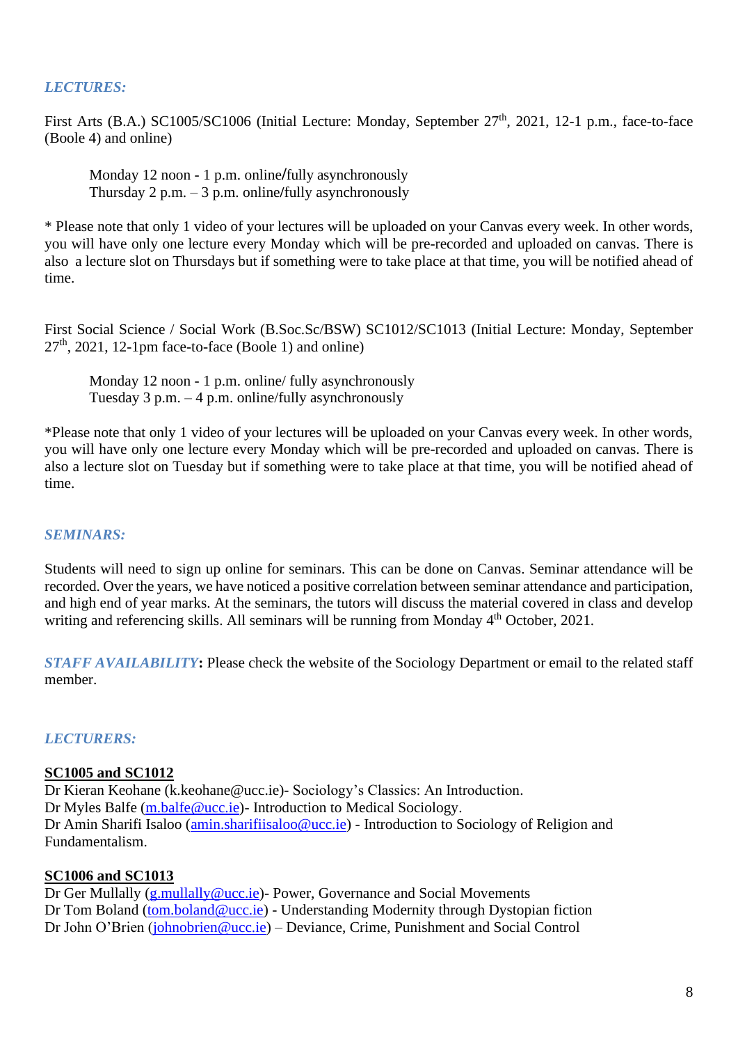### *LECTURES:*

First Arts (B.A.) SC1005/SC1006 (Initial Lecture: Monday, September 27th, 2021, 12-1 p.m., face-to-face (Boole 4) and online)

> Monday 12 noon - 1 p.m. online/fully asynchronously
> Thursday 2 p.m. – 3 p.m. online/fully asynchronously

* Please note that only 1 video of your lectures will be uploaded on your Canvas every week. In other words, you will have only one lecture every Monday which will be pre-recorded and uploaded on canvas. There is also a lecture slot on Thursdays but if something were to take place at that time, you will be notified ahead of time.

First Social Science / Social Work (B.Soc.Sc/BSW) SC1012/SC1013 (Initial Lecture: Monday, September 27th, 2021, 12-1pm face-to-face (Boole 1) and online)

> Monday 12 noon - 1 p.m. online/ fully asynchronously
> Tuesday 3 p.m. – 4 p.m. online/fully asynchronously

*Please note that only 1 video of your lectures will be uploaded on your Canvas every week. In other words, you will have only one lecture every Monday which will be pre-recorded and uploaded on canvas. There is also a lecture slot on Tuesday but if something were to take place at that time, you will be notified ahead of time.

### *SEMINARS:*

Students will need to sign up online for seminars. This can be done on Canvas. Seminar attendance will be recorded. Over the years, we have noticed a positive correlation between seminar attendance and participation, and high end of year marks. At the seminars, the tutors will discuss the material covered in class and develop writing and referencing skills. All seminars will be running from Monday 4th October, 2021.

***STAFF AVAILABILITY*:** Please check the website of the Sociology Department or email to the related staff member.

### *LECTURERS:*

**SC1005 and SC1012**

Dr Kieran Keohane (k.keohane@ucc.ie)- Sociology's Classics: An Introduction.
Dr Myles Balfe (m.balfe@ucc.ie)- Introduction to Medical Sociology.
Dr Amin Sharifi Isaloo (amin.sharifiisaloo@ucc.ie) - Introduction to Sociology of Religion and Fundamentalism.

**SC1006 and SC1013**

Dr Ger Mullally (g.mullally@ucc.ie)- Power, Governance and Social Movements
Dr Tom Boland (tom.boland@ucc.ie) - Understanding Modernity through Dystopian fiction
Dr John O'Brien (johnobrien@ucc.ie) – Deviance, Crime, Punishment and Social Control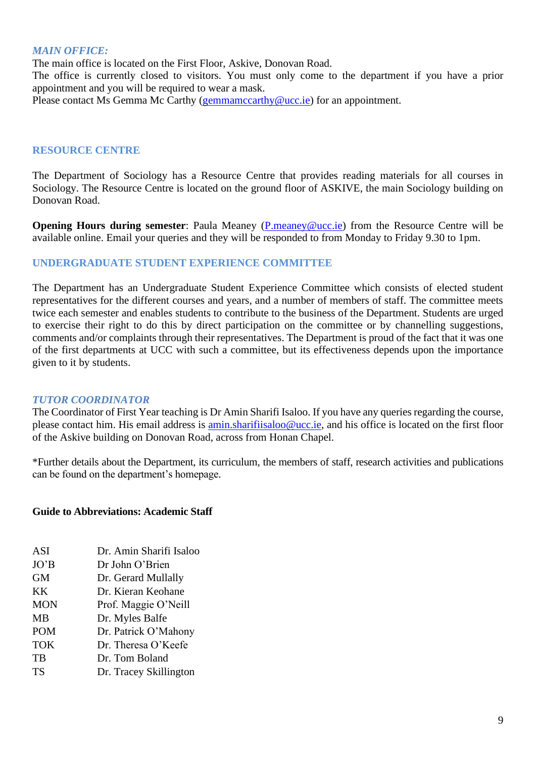### *MAIN OFFICE:*

The main office is located on the First Floor, Askive, Donovan Road.
The office is currently closed to visitors. You must only come to the department if you have a prior appointment and you will be required to wear a mask.
Please contact Ms Gemma Mc Carthy (gemmamccarthy@ucc.ie) for an appointment.

### RESOURCE CENTRE

The Department of Sociology has a Resource Centre that provides reading materials for all courses in Sociology. The Resource Centre is located on the ground floor of ASKIVE, the main Sociology building on Donovan Road.

**Opening Hours during semester**: Paula Meaney (P.meaney@ucc.ie) from the Resource Centre will be available online. Email your queries and they will be responded to from Monday to Friday 9.30 to 1pm.

### UNDERGRADUATE STUDENT EXPERIENCE COMMITTEE

The Department has an Undergraduate Student Experience Committee which consists of elected student representatives for the different courses and years, and a number of members of staff. The committee meets twice each semester and enables students to contribute to the business of the Department. Students are urged to exercise their right to do this by direct participation on the committee or by channelling suggestions, comments and/or complaints through their representatives. The Department is proud of the fact that it was one of the first departments at UCC with such a committee, but its effectiveness depends upon the importance given to it by students.

### *TUTOR COORDINATOR*

The Coordinator of First Year teaching is Dr Amin Sharifi Isaloo. If you have any queries regarding the course, please contact him. His email address is amin.sharifiisaloo@ucc.ie, and his office is located on the first floor of the Askive building on Donovan Road, across from Honan Chapel.

*Further details about the Department, its curriculum, the members of staff, research activities and publications can be found on the department's homepage.

**Guide to Abbreviations: Academic Staff**

| | |
|---|---|
| ASI | Dr. Amin Sharifi Isaloo |
| JO'B | Dr John O'Brien |
| GM | Dr. Gerard Mullally |
| KK | Dr. Kieran Keohane |
| MON | Prof. Maggie O'Neill |
| MB | Dr. Myles Balfe |
| POM | Dr. Patrick O'Mahony |
| TOK | Dr. Theresa O'Keefe |
| TB | Dr. Tom Boland |
| TS | Dr. Tracey Skillington |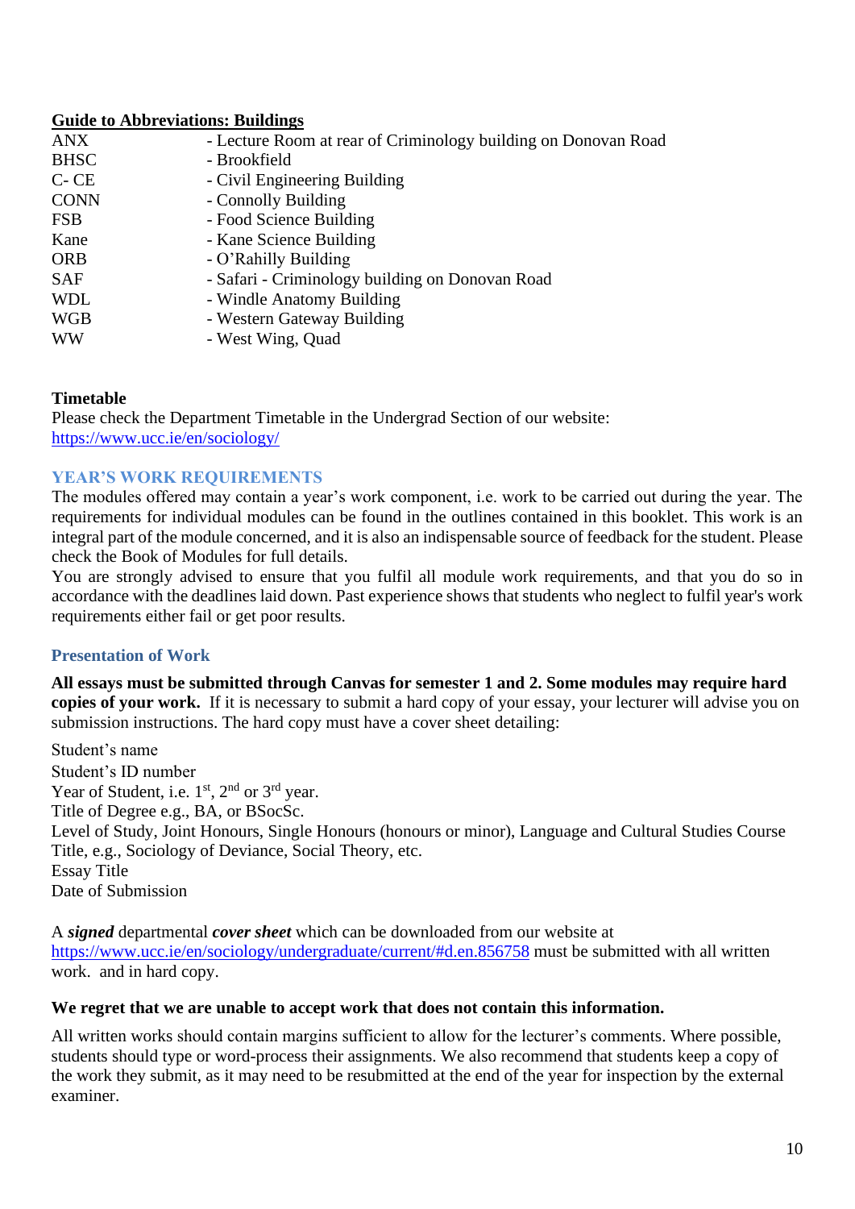**Guide to Abbreviations: Buildings**

| | |
|---|---|
| ANX | - Lecture Room at rear of Criminology building on Donovan Road |
| BHSC | - Brookfield |
| C- CE | - Civil Engineering Building |
| CONN | - Connolly Building |
| FSB | - Food Science Building |
| Kane | - Kane Science Building |
| ORB | - O'Rahilly Building |
| SAF | - Safari - Criminology building on Donovan Road |
| WDL | - Windle Anatomy Building |
| WGB | - Western Gateway Building |
| WW | - West Wing, Quad |

**Timetable**

Please check the Department Timetable in the Undergrad Section of our website: https://www.ucc.ie/en/sociology/

## YEAR'S WORK REQUIREMENTS

The modules offered may contain a year's work component, i.e. work to be carried out during the year. The requirements for individual modules can be found in the outlines contained in this booklet. This work is an integral part of the module concerned, and it is also an indispensable source of feedback for the student. Please check the Book of Modules for full details.

You are strongly advised to ensure that you fulfil all module work requirements, and that you do so in accordance with the deadlines laid down. Past experience shows that students who neglect to fulfil year's work requirements either fail or get poor results.

### Presentation of Work

**All essays must be submitted through Canvas for semester 1 and 2. Some modules may require hard copies of your work.** If it is necessary to submit a hard copy of your essay, your lecturer will advise you on submission instructions. The hard copy must have a cover sheet detailing:

Student's name
Student's ID number
Year of Student, i.e. 1st, 2nd or 3rd year.
Title of Degree e.g., BA, or BSocSc.
Level of Study, Joint Honours, Single Honours (honours or minor), Language and Cultural Studies Course Title, e.g., Sociology of Deviance, Social Theory, etc.
Essay Title
Date of Submission

A ***signed*** departmental ***cover sheet*** which can be downloaded from our website at https://www.ucc.ie/en/sociology/undergraduate/current/#d.en.856758 must be submitted with all written work. and in hard copy.

**We regret that we are unable to accept work that does not contain this information.**

All written works should contain margins sufficient to allow for the lecturer's comments. Where possible, students should type or word-process their assignments. We also recommend that students keep a copy of the work they submit, as it may need to be resubmitted at the end of the year for inspection by the external examiner.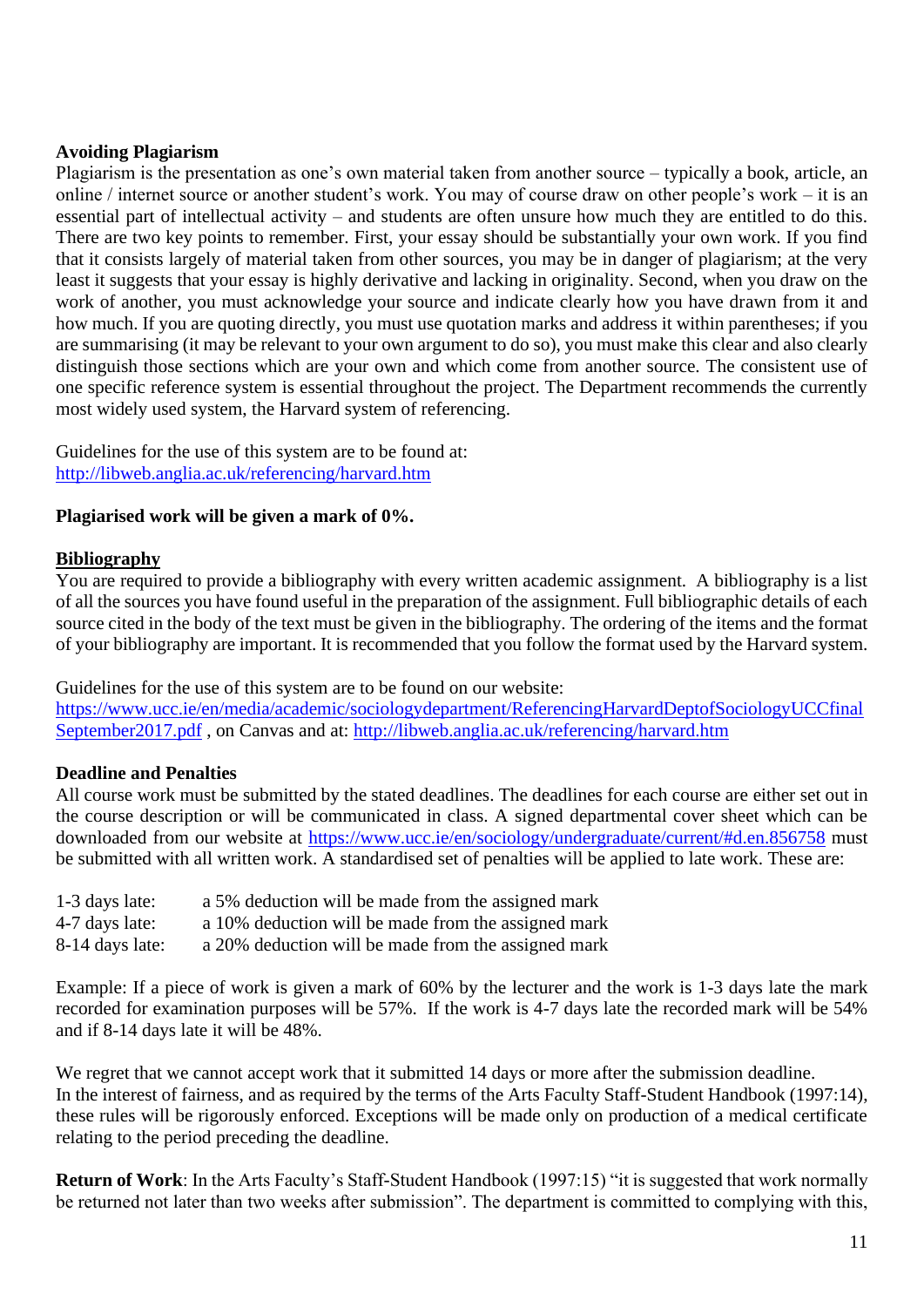**Avoiding Plagiarism**

Plagiarism is the presentation as one's own material taken from another source – typically a book, article, an online / internet source or another student's work. You may of course draw on other people's work – it is an essential part of intellectual activity – and students are often unsure how much they are entitled to do this. There are two key points to remember. First, your essay should be substantially your own work. If you find that it consists largely of material taken from other sources, you may be in danger of plagiarism; at the very least it suggests that your essay is highly derivative and lacking in originality. Second, when you draw on the work of another, you must acknowledge your source and indicate clearly how you have drawn from it and how much. If you are quoting directly, you must use quotation marks and address it within parentheses; if you are summarising (it may be relevant to your own argument to do so), you must make this clear and also clearly distinguish those sections which are your own and which come from another source. The consistent use of one specific reference system is essential throughout the project. The Department recommends the currently most widely used system, the Harvard system of referencing.

Guidelines for the use of this system are to be found at:
http://libweb.anglia.ac.uk/referencing/harvard.htm

**Plagiarised work will be given a mark of 0%.**

**Bibliography**

You are required to provide a bibliography with every written academic assignment. A bibliography is a list of all the sources you have found useful in the preparation of the assignment. Full bibliographic details of each source cited in the body of the text must be given in the bibliography. The ordering of the items and the format of your bibliography are important. It is recommended that you follow the format used by the Harvard system.

Guidelines for the use of this system are to be found on our website:
https://www.ucc.ie/en/media/academic/sociologydepartment/ReferencingHarvardDeptofSociologyUCCfinalSeptember2017.pdf , on Canvas and at: http://libweb.anglia.ac.uk/referencing/harvard.htm

**Deadline and Penalties**

All course work must be submitted by the stated deadlines. The deadlines for each course are either set out in the course description or will be communicated in class. A signed departmental cover sheet which can be downloaded from our website at https://www.ucc.ie/en/sociology/undergraduate/current/#d.en.856758 must be submitted with all written work. A standardised set of penalties will be applied to late work. These are:

1-3 days late: a 5% deduction will be made from the assigned mark
4-7 days late: a 10% deduction will be made from the assigned mark
8-14 days late: a 20% deduction will be made from the assigned mark

Example: If a piece of work is given a mark of 60% by the lecturer and the work is 1-3 days late the mark recorded for examination purposes will be 57%. If the work is 4-7 days late the recorded mark will be 54% and if 8-14 days late it will be 48%.

We regret that we cannot accept work that it submitted 14 days or more after the submission deadline.
In the interest of fairness, and as required by the terms of the Arts Faculty Staff-Student Handbook (1997:14), these rules will be rigorously enforced. Exceptions will be made only on production of a medical certificate relating to the period preceding the deadline.

**Return of Work**: In the Arts Faculty's Staff-Student Handbook (1997:15) "it is suggested that work normally be returned not later than two weeks after submission". The department is committed to complying with this,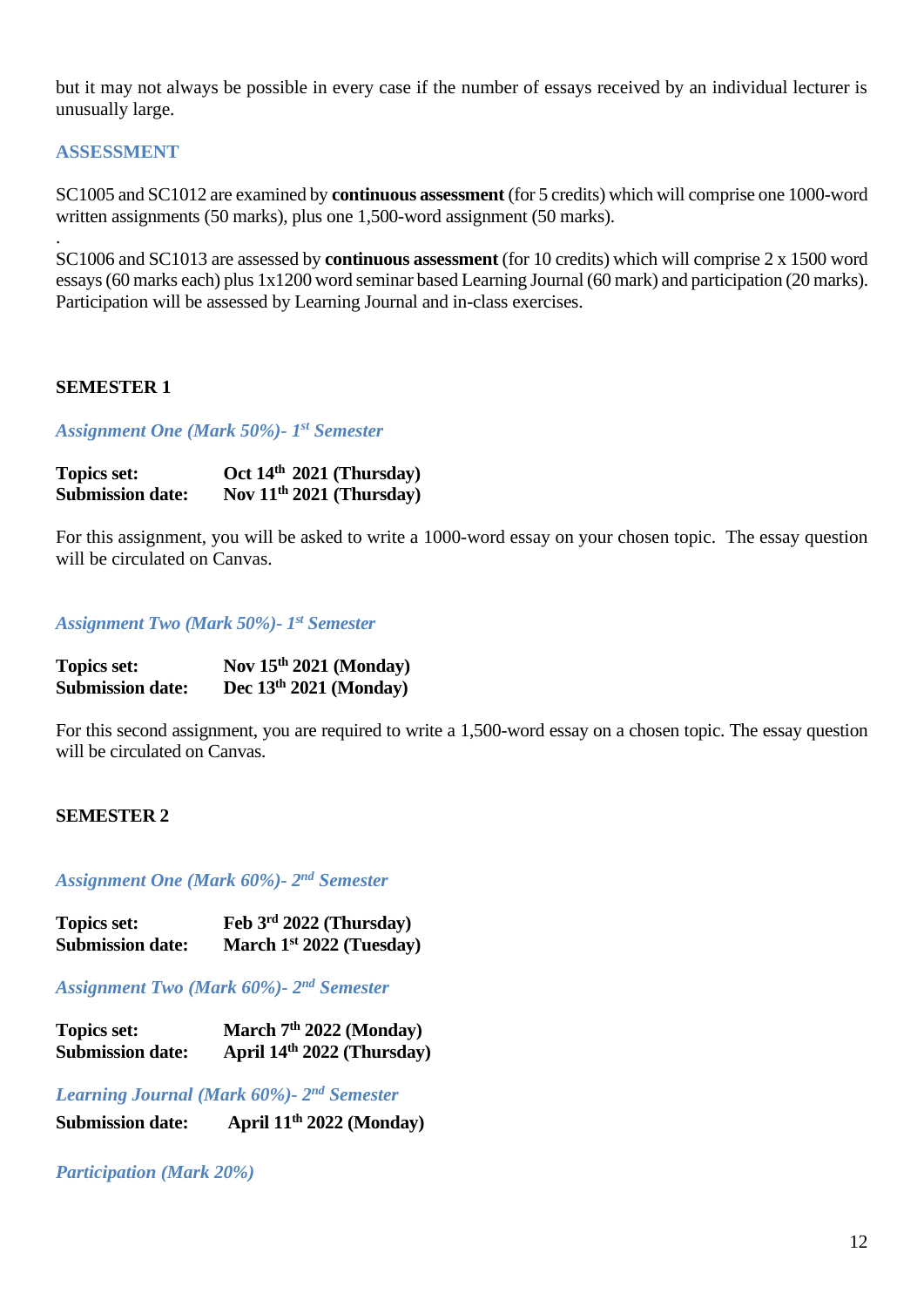but it may not always be possible in every case if the number of essays received by an individual lecturer is unusually large.

## ASSESSMENT

SC1005 and SC1012 are examined by **continuous assessment** (for 5 credits) which will comprise one 1000-word written assignments (50 marks), plus one 1,500-word assignment (50 marks).

.

SC1006 and SC1013 are assessed by **continuous assessment** (for 10 credits) which will comprise 2 x 1500 word essays (60 marks each) plus 1x1200 word seminar based Learning Journal (60 mark) and participation (20 marks). Participation will be assessed by Learning Journal and in-class exercises.

### SEMESTER 1

#### *Assignment One (Mark 50%)- 1st Semester*

**Topics set:** **Oct 14th 2021 (Thursday)**
**Submission date:** **Nov 11th 2021 (Thursday)**

For this assignment, you will be asked to write a 1000-word essay on your chosen topic. The essay question will be circulated on Canvas.

#### *Assignment Two (Mark 50%)- 1st Semester*

**Topics set:** **Nov 15th 2021 (Monday)**
**Submission date:** **Dec 13th 2021 (Monday)**

For this second assignment, you are required to write a 1,500-word essay on a chosen topic. The essay question will be circulated on Canvas.

### SEMESTER 2

#### *Assignment One (Mark 60%)- 2nd Semester*

**Topics set:** **Feb 3rd 2022 (Thursday)**
**Submission date:** **March 1st 2022 (Tuesday)**

#### *Assignment Two (Mark 60%)- 2nd Semester*

**Topics set:** **March 7th 2022 (Monday)**
**Submission date:** **April 14th 2022 (Thursday)**

#### *Learning Journal (Mark 60%)- 2nd Semester*

**Submission date:** **April 11th 2022 (Monday)**

#### *Participation (Mark 20%)*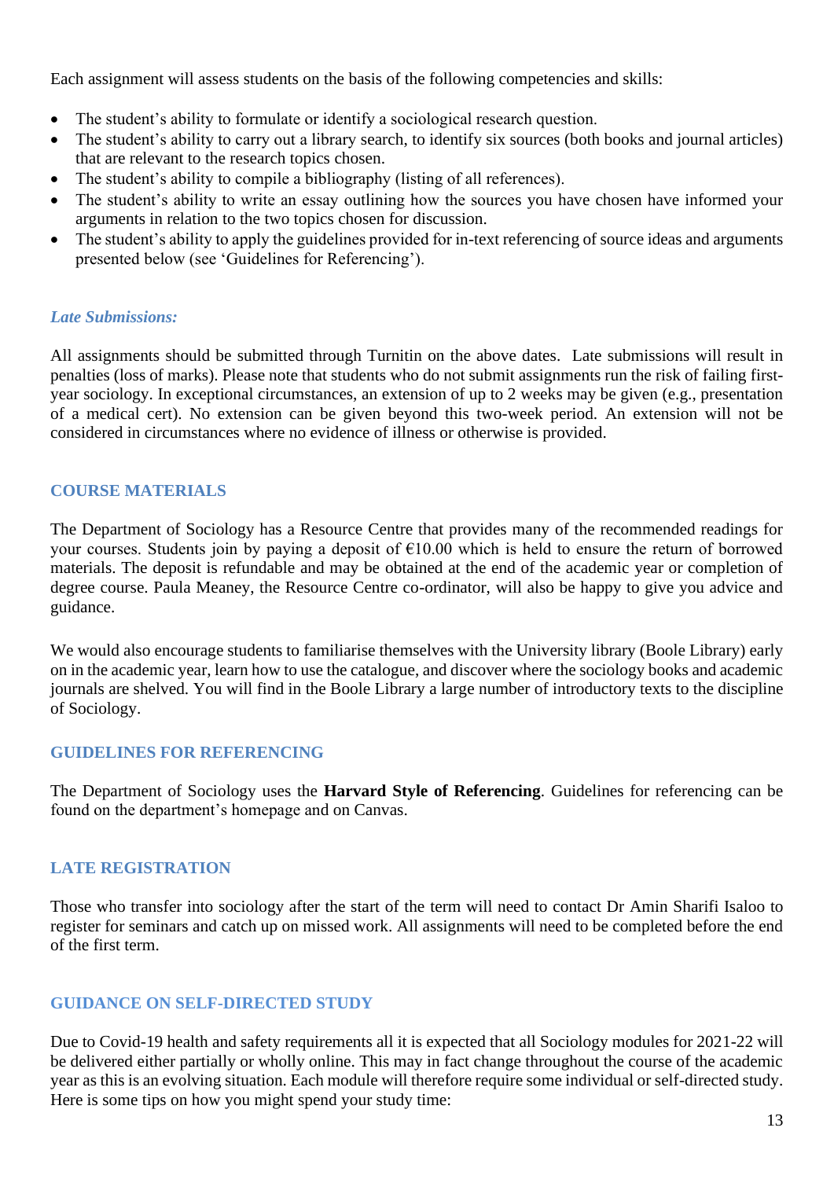Each assignment will assess students on the basis of the following competencies and skills:

- The student's ability to formulate or identify a sociological research question.
- The student's ability to carry out a library search, to identify six sources (both books and journal articles) that are relevant to the research topics chosen.
- The student's ability to compile a bibliography (listing of all references).
- The student's ability to write an essay outlining how the sources you have chosen have informed your arguments in relation to the two topics chosen for discussion.
- The student's ability to apply the guidelines provided for in-text referencing of source ideas and arguments presented below (see 'Guidelines for Referencing').

### *Late Submissions:*

All assignments should be submitted through Turnitin on the above dates. Late submissions will result in penalties (loss of marks). Please note that students who do not submit assignments run the risk of failing first-year sociology. In exceptional circumstances, an extension of up to 2 weeks may be given (e.g., presentation of a medical cert). No extension can be given beyond this two-week period. An extension will not be considered in circumstances where no evidence of illness or otherwise is provided.

## COURSE MATERIALS

The Department of Sociology has a Resource Centre that provides many of the recommended readings for your courses. Students join by paying a deposit of €10.00 which is held to ensure the return of borrowed materials. The deposit is refundable and may be obtained at the end of the academic year or completion of degree course. Paula Meaney, the Resource Centre co-ordinator, will also be happy to give you advice and guidance.

We would also encourage students to familiarise themselves with the University library (Boole Library) early on in the academic year, learn how to use the catalogue, and discover where the sociology books and academic journals are shelved. You will find in the Boole Library a large number of introductory texts to the discipline of Sociology.

## GUIDELINES FOR REFERENCING

The Department of Sociology uses the **Harvard Style of Referencing**. Guidelines for referencing can be found on the department's homepage and on Canvas.

## LATE REGISTRATION

Those who transfer into sociology after the start of the term will need to contact Dr Amin Sharifi Isaloo to register for seminars and catch up on missed work. All assignments will need to be completed before the end of the first term.

## GUIDANCE ON SELF-DIRECTED STUDY

Due to Covid-19 health and safety requirements all it is expected that all Sociology modules for 2021-22 will be delivered either partially or wholly online. This may in fact change throughout the course of the academic year as this is an evolving situation. Each module will therefore require some individual or self-directed study. Here is some tips on how you might spend your study time: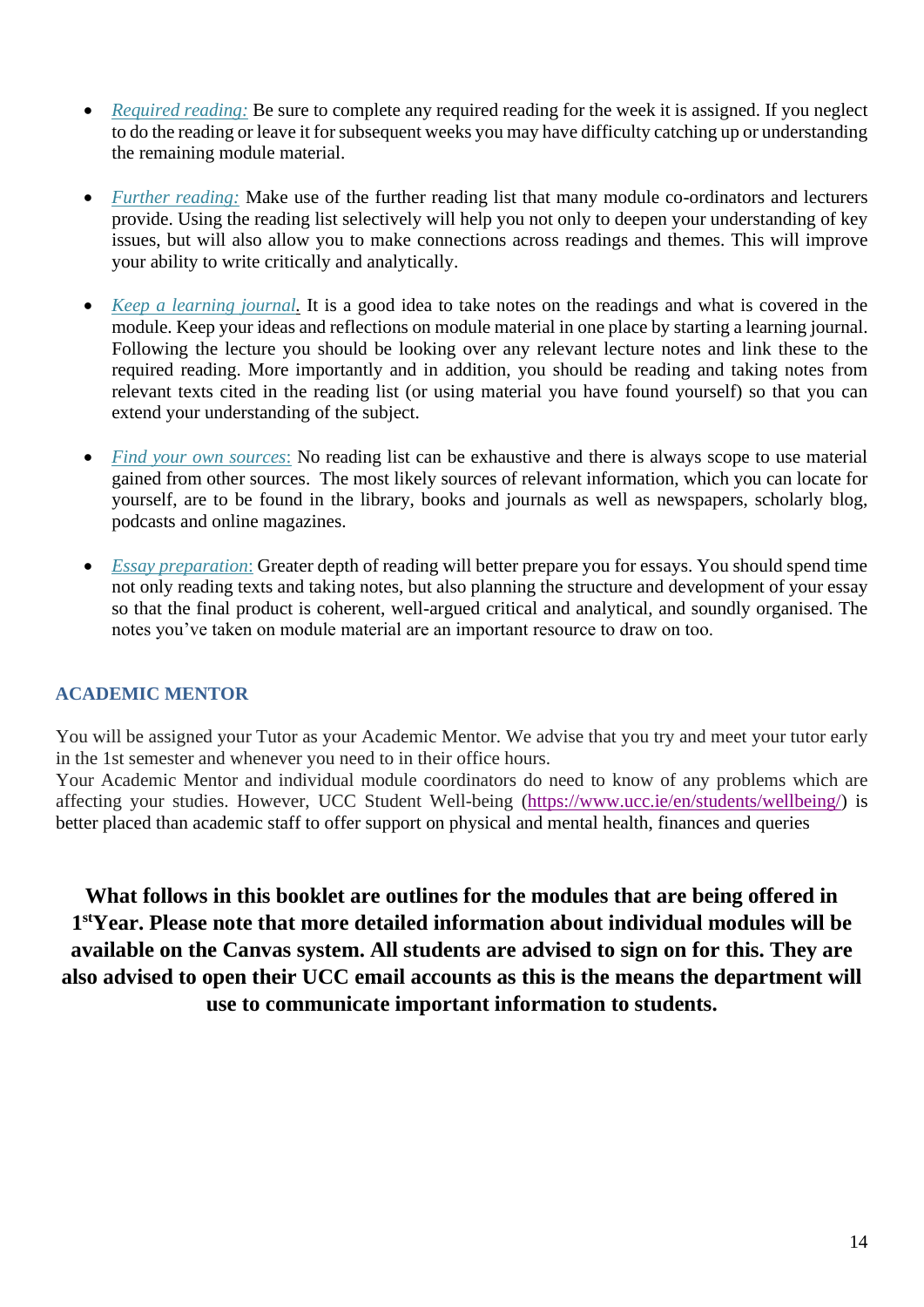- *Required reading:* Be sure to complete any required reading for the week it is assigned. If you neglect to do the reading or leave it for subsequent weeks you may have difficulty catching up or understanding the remaining module material.

- *Further reading:* Make use of the further reading list that many module co-ordinators and lecturers provide. Using the reading list selectively will help you not only to deepen your understanding of key issues, but will also allow you to make connections across readings and themes. This will improve your ability to write critically and analytically.

- *Keep a learning journal.* It is a good idea to take notes on the readings and what is covered in the module. Keep your ideas and reflections on module material in one place by starting a learning journal. Following the lecture you should be looking over any relevant lecture notes and link these to the required reading. More importantly and in addition, you should be reading and taking notes from relevant texts cited in the reading list (or using material you have found yourself) so that you can extend your understanding of the subject.

- *Find your own sources:* No reading list can be exhaustive and there is always scope to use material gained from other sources. The most likely sources of relevant information, which you can locate for yourself, are to be found in the library, books and journals as well as newspapers, scholarly blog, podcasts and online magazines.

- *Essay preparation:* Greater depth of reading will better prepare you for essays. You should spend time not only reading texts and taking notes, but also planning the structure and development of your essay so that the final product is coherent, well-argued critical and analytical, and soundly organised. The notes you've taken on module material are an important resource to draw on too.

## ACADEMIC MENTOR

You will be assigned your Tutor as your Academic Mentor. We advise that you try and meet your tutor early in the 1st semester and whenever you need to in their office hours.
Your Academic Mentor and individual module coordinators do need to know of any problems which are affecting your studies. However, UCC Student Well-being (https://www.ucc.ie/en/students/wellbeing/) is better placed than academic staff to offer support on physical and mental health, finances and queries

**What follows in this booklet are outlines for the modules that are being offered in 1st Year. Please note that more detailed information about individual modules will be available on the Canvas system. All students are advised to sign on for this. They are also advised to open their UCC email accounts as this is the means the department will use to communicate important information to students.**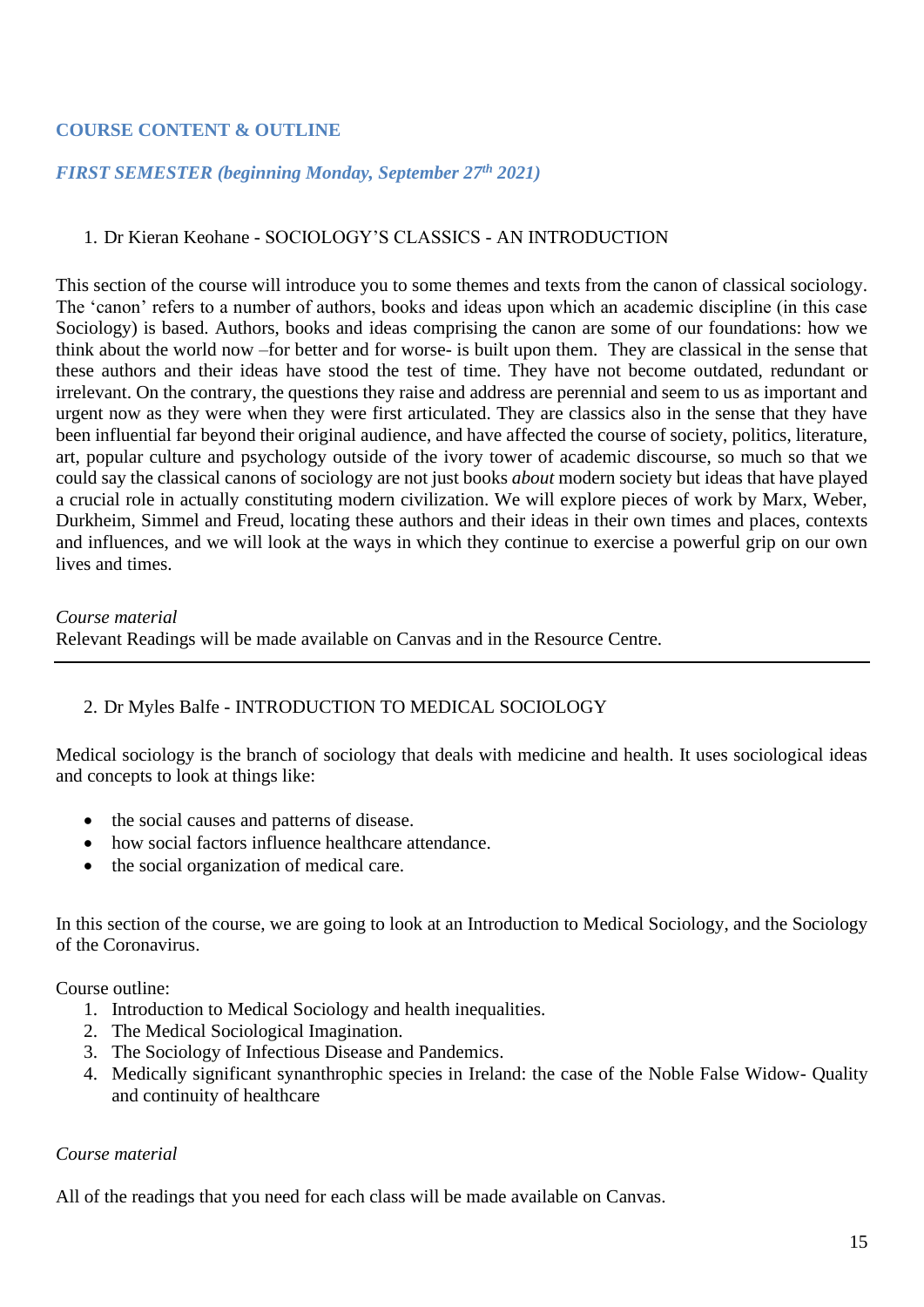## COURSE CONTENT & OUTLINE

### *FIRST SEMESTER (beginning Monday, September 27th 2021)*

1. Dr Kieran Keohane - SOCIOLOGY'S CLASSICS - AN INTRODUCTION

This section of the course will introduce you to some themes and texts from the canon of classical sociology. The 'canon' refers to a number of authors, books and ideas upon which an academic discipline (in this case Sociology) is based. Authors, books and ideas comprising the canon are some of our foundations: how we think about the world now –for better and for worse- is built upon them. They are classical in the sense that these authors and their ideas have stood the test of time. They have not become outdated, redundant or irrelevant. On the contrary, the questions they raise and address are perennial and seem to us as important and urgent now as they were when they were first articulated. They are classics also in the sense that they have been influential far beyond their original audience, and have affected the course of society, politics, literature, art, popular culture and psychology outside of the ivory tower of academic discourse, so much so that we could say the classical canons of sociology are not just books *about* modern society but ideas that have played a crucial role in actually constituting modern civilization. We will explore pieces of work by Marx, Weber, Durkheim, Simmel and Freud, locating these authors and their ideas in their own times and places, contexts and influences, and we will look at the ways in which they continue to exercise a powerful grip on our own lives and times.

*Course material*
Relevant Readings will be made available on Canvas and in the Resource Centre.

---

2. Dr Myles Balfe - INTRODUCTION TO MEDICAL SOCIOLOGY

Medical sociology is the branch of sociology that deals with medicine and health. It uses sociological ideas and concepts to look at things like:

- the social causes and patterns of disease.
- how social factors influence healthcare attendance.
- the social organization of medical care.

In this section of the course, we are going to look at an Introduction to Medical Sociology, and the Sociology of the Coronavirus.

Course outline:

1. Introduction to Medical Sociology and health inequalities.
2. The Medical Sociological Imagination.
3. The Sociology of Infectious Disease and Pandemics.
4. Medically significant synanthrophic species in Ireland: the case of the Noble False Widow- Quality and continuity of healthcare

*Course material*

All of the readings that you need for each class will be made available on Canvas.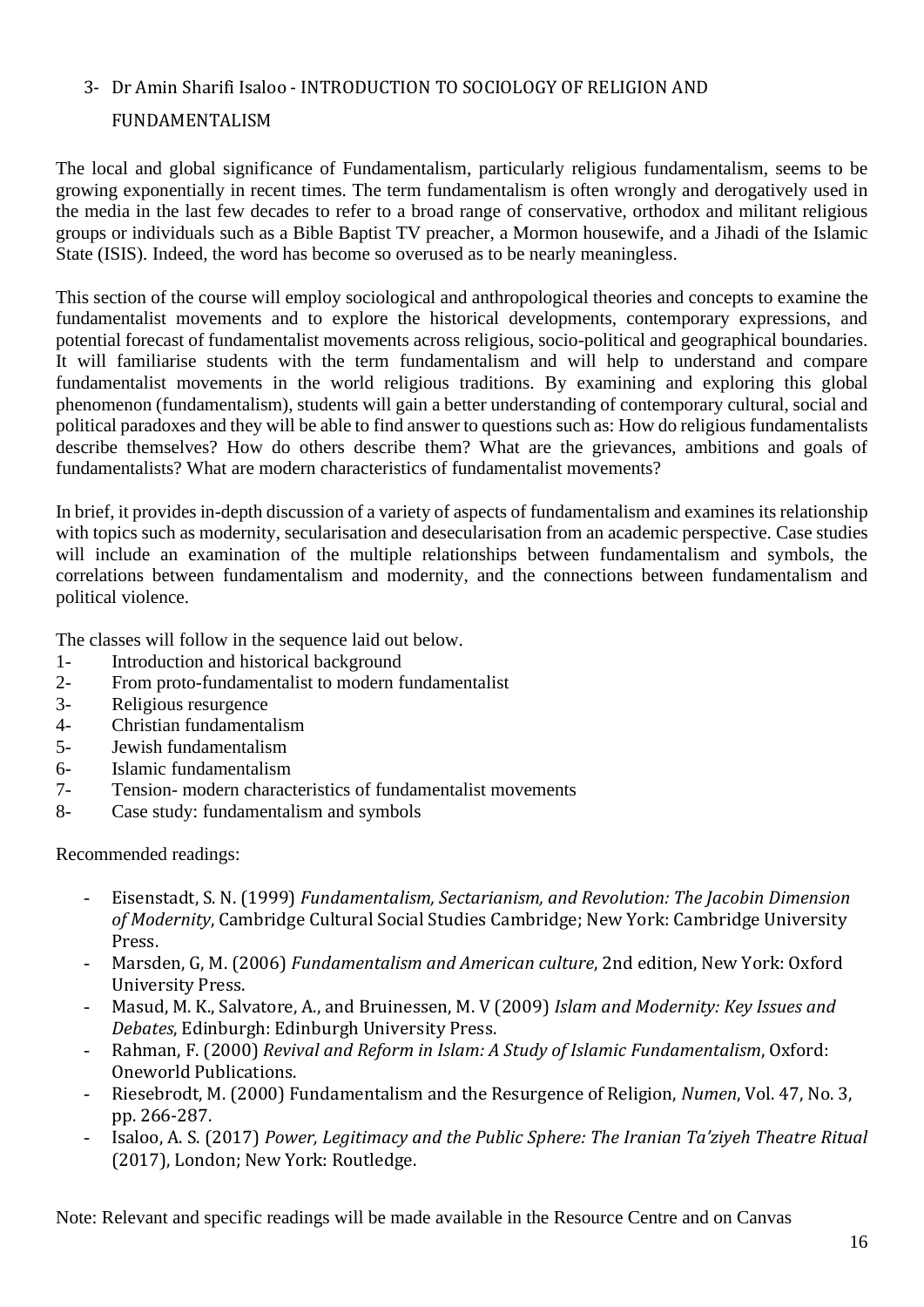## 3- Dr Amin Sharifi Isaloo - INTRODUCTION TO SOCIOLOGY OF RELIGION AND FUNDAMENTALISM

The local and global significance of Fundamentalism, particularly religious fundamentalism, seems to be growing exponentially in recent times. The term fundamentalism is often wrongly and derogatively used in the media in the last few decades to refer to a broad range of conservative, orthodox and militant religious groups or individuals such as a Bible Baptist TV preacher, a Mormon housewife, and a Jihadi of the Islamic State (ISIS). Indeed, the word has become so overused as to be nearly meaningless.

This section of the course will employ sociological and anthropological theories and concepts to examine the fundamentalist movements and to explore the historical developments, contemporary expressions, and potential forecast of fundamentalist movements across religious, socio-political and geographical boundaries. It will familiarise students with the term fundamentalism and will help to understand and compare fundamentalist movements in the world religious traditions. By examining and exploring this global phenomenon (fundamentalism), students will gain a better understanding of contemporary cultural, social and political paradoxes and they will be able to find answer to questions such as: How do religious fundamentalists describe themselves? How do others describe them? What are the grievances, ambitions and goals of fundamentalists? What are modern characteristics of fundamentalist movements?

In brief, it provides in-depth discussion of a variety of aspects of fundamentalism and examines its relationship with topics such as modernity, secularisation and desecularisation from an academic perspective. Case studies will include an examination of the multiple relationships between fundamentalism and symbols, the correlations between fundamentalism and modernity, and the connections between fundamentalism and political violence.

The classes will follow in the sequence laid out below.

1- Introduction and historical background
2- From proto-fundamentalist to modern fundamentalist
3- Religious resurgence
4- Christian fundamentalism
5- Jewish fundamentalism
6- Islamic fundamentalism
7- Tension- modern characteristics of fundamentalist movements
8- Case study: fundamentalism and symbols

Recommended readings:

- Eisenstadt, S. N. (1999) *Fundamentalism, Sectarianism, and Revolution: The Jacobin Dimension of Modernity*, Cambridge Cultural Social Studies Cambridge; New York: Cambridge University Press.
- Marsden, G, M. (2006) *Fundamentalism and American culture*, 2nd edition, New York: Oxford University Press.
- Masud, M. K., Salvatore, A., and Bruinessen, M. V (2009) *Islam and Modernity: Key Issues and Debates*, Edinburgh: Edinburgh University Press.
- Rahman, F. (2000) *Revival and Reform in Islam: A Study of Islamic Fundamentalism*, Oxford: Oneworld Publications.
- Riesebrodt, M. (2000) Fundamentalism and the Resurgence of Religion, *Numen*, Vol. 47, No. 3, pp. 266-287.
- Isaloo, A. S. (2017) *Power, Legitimacy and the Public Sphere: The Iranian Ta'ziyeh Theatre Ritual* (2017), London; New York: Routledge.

Note: Relevant and specific readings will be made available in the Resource Centre and on Canvas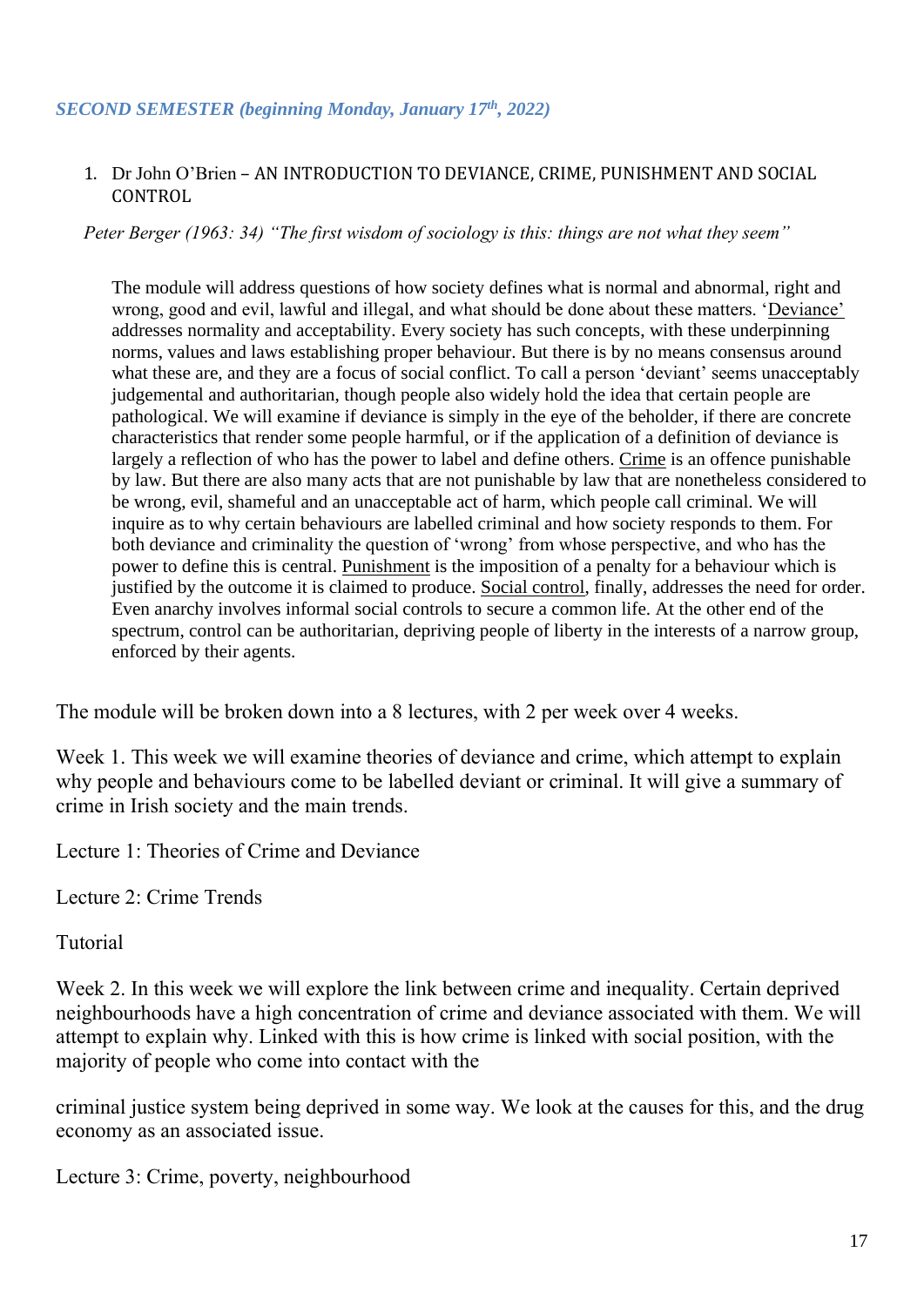*SECOND SEMESTER (beginning Monday, January 17th, 2022)*

1. Dr John O'Brien – AN INTRODUCTION TO DEVIANCE, CRIME, PUNISHMENT AND SOCIAL CONTROL

*Peter Berger (1963: 34) "The first wisdom of sociology is this: things are not what they seem"*

> The module will address questions of how society defines what is normal and abnormal, right and wrong, good and evil, lawful and illegal, and what should be done about these matters. 'Deviance' addresses normality and acceptability. Every society has such concepts, with these underpinning norms, values and laws establishing proper behaviour. But there is by no means consensus around what these are, and they are a focus of social conflict. To call a person 'deviant' seems unacceptably judgemental and authoritarian, though people also widely hold the idea that certain people are pathological. We will examine if deviance is simply in the eye of the beholder, if there are concrete characteristics that render some people harmful, or if the application of a definition of deviance is largely a reflection of who has the power to label and define others. Crime is an offence punishable by law. But there are also many acts that are not punishable by law that are nonetheless considered to be wrong, evil, shameful and an unacceptable act of harm, which people call criminal. We will inquire as to why certain behaviours are labelled criminal and how society responds to them. For both deviance and criminality the question of 'wrong' from whose perspective, and who has the power to define this is central. Punishment is the imposition of a penalty for a behaviour which is justified by the outcome it is claimed to produce. Social control, finally, addresses the need for order. Even anarchy involves informal social controls to secure a common life. At the other end of the spectrum, control can be authoritarian, depriving people of liberty in the interests of a narrow group, enforced by their agents.

The module will be broken down into a 8 lectures, with 2 per week over 4 weeks.

Week 1. This week we will examine theories of deviance and crime, which attempt to explain why people and behaviours come to be labelled deviant or criminal. It will give a summary of crime in Irish society and the main trends.

Lecture 1: Theories of Crime and Deviance

Lecture 2: Crime Trends

Tutorial

Week 2. In this week we will explore the link between crime and inequality. Certain deprived neighbourhoods have a high concentration of crime and deviance associated with them. We will attempt to explain why. Linked with this is how crime is linked with social position, with the majority of people who come into contact with the criminal justice system being deprived in some way. We look at the causes for this, and the drug economy as an associated issue.

Lecture 3: Crime, poverty, neighbourhood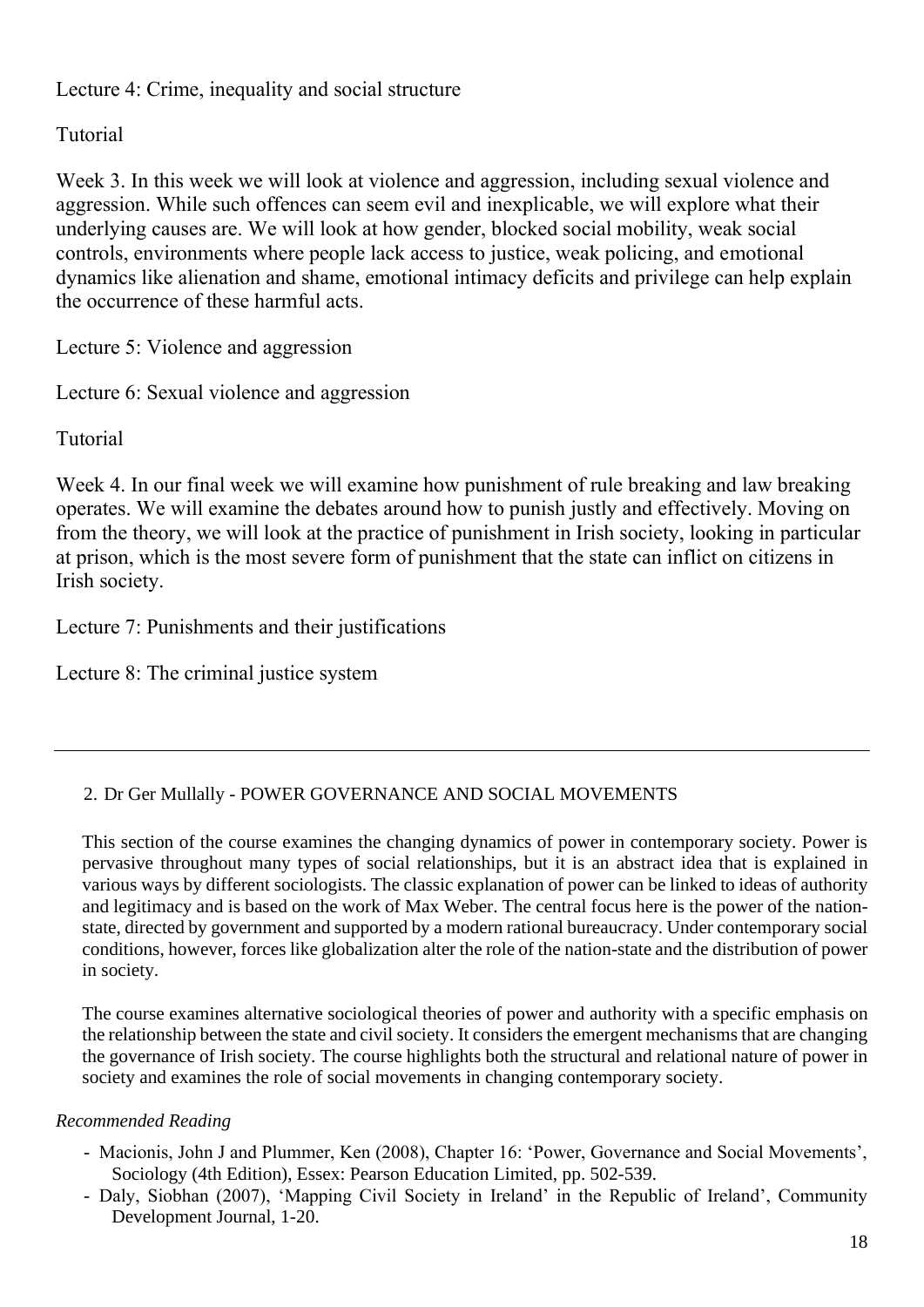Lecture 4: Crime, inequality and social structure

Tutorial

Week 3. In this week we will look at violence and aggression, including sexual violence and aggression. While such offences can seem evil and inexplicable, we will explore what their underlying causes are. We will look at how gender, blocked social mobility, weak social controls, environments where people lack access to justice, weak policing, and emotional dynamics like alienation and shame, emotional intimacy deficits and privilege can help explain the occurrence of these harmful acts.

Lecture 5: Violence and aggression

Lecture 6: Sexual violence and aggression

Tutorial

Week 4. In our final week we will examine how punishment of rule breaking and law breaking operates. We will examine the debates around how to punish justly and effectively. Moving on from the theory, we will look at the practice of punishment in Irish society, looking in particular at prison, which is the most severe form of punishment that the state can inflict on citizens in Irish society.

Lecture 7: Punishments and their justifications

Lecture 8: The criminal justice system

---

2. Dr Ger Mullally - POWER GOVERNANCE AND SOCIAL MOVEMENTS

This section of the course examines the changing dynamics of power in contemporary society. Power is pervasive throughout many types of social relationships, but it is an abstract idea that is explained in various ways by different sociologists. The classic explanation of power can be linked to ideas of authority and legitimacy and is based on the work of Max Weber. The central focus here is the power of the nation-state, directed by government and supported by a modern rational bureaucracy. Under contemporary social conditions, however, forces like globalization alter the role of the nation-state and the distribution of power in society.

The course examines alternative sociological theories of power and authority with a specific emphasis on the relationship between the state and civil society. It considers the emergent mechanisms that are changing the governance of Irish society. The course highlights both the structural and relational nature of power in society and examines the role of social movements in changing contemporary society.

*Recommended Reading*

- Macionis, John J and Plummer, Ken (2008), Chapter 16: 'Power, Governance and Social Movements', Sociology (4th Edition), Essex: Pearson Education Limited, pp. 502-539.
- Daly, Siobhan (2007), 'Mapping Civil Society in Ireland' in the Republic of Ireland', Community Development Journal, 1-20.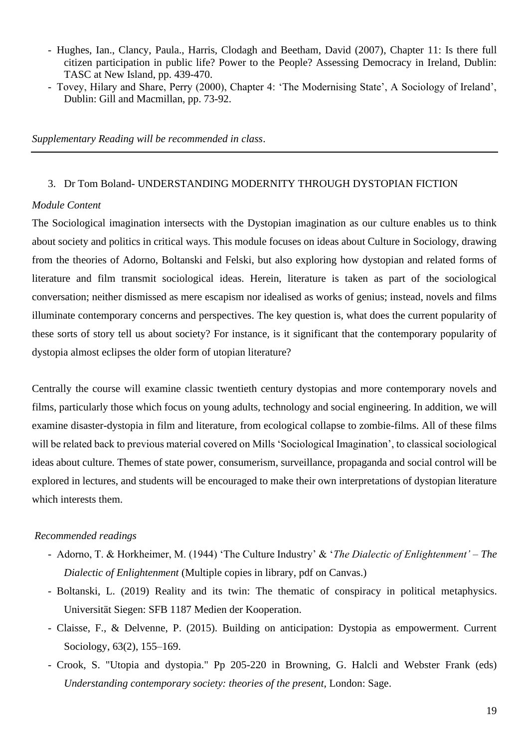- Hughes, Ian., Clancy, Paula., Harris, Clodagh and Beetham, David (2007), Chapter 11: Is there full citizen participation in public life? Power to the People? Assessing Democracy in Ireland, Dublin: TASC at New Island, pp. 439-470.
- Tovey, Hilary and Share, Perry (2000), Chapter 4: 'The Modernising State', A Sociology of Ireland', Dublin: Gill and Macmillan, pp. 73-92.

*Supplementary Reading will be recommended in class*.

---

3. Dr Tom Boland- UNDERSTANDING MODERNITY THROUGH DYSTOPIAN FICTION

*Module Content*

The Sociological imagination intersects with the Dystopian imagination as our culture enables us to think about society and politics in critical ways. This module focuses on ideas about Culture in Sociology, drawing from the theories of Adorno, Boltanski and Felski, but also exploring how dystopian and related forms of literature and film transmit sociological ideas. Herein, literature is taken as part of the sociological conversation; neither dismissed as mere escapism nor idealised as works of genius; instead, novels and films illuminate contemporary concerns and perspectives. The key question is, what does the current popularity of these sorts of story tell us about society? For instance, is it significant that the contemporary popularity of dystopia almost eclipses the older form of utopian literature?

Centrally the course will examine classic twentieth century dystopias and more contemporary novels and films, particularly those which focus on young adults, technology and social engineering. In addition, we will examine disaster-dystopia in film and literature, from ecological collapse to zombie-films. All of these films will be related back to previous material covered on Mills 'Sociological Imagination', to classical sociological ideas about culture. Themes of state power, consumerism, surveillance, propaganda and social control will be explored in lectures, and students will be encouraged to make their own interpretations of dystopian literature which interests them.

*Recommended readings*

- Adorno, T. & Horkheimer, M. (1944) 'The Culture Industry' & '*The Dialectic of Enlightenment'* – *The Dialectic of Enlightenment* (Multiple copies in library, pdf on Canvas.)
- Boltanski, L. (2019) Reality and its twin: The thematic of conspiracy in political metaphysics. Universität Siegen: SFB 1187 Medien der Kooperation.
- Claisse, F., & Delvenne, P. (2015). Building on anticipation: Dystopia as empowerment. Current Sociology, 63(2), 155–169.
- Crook, S. "Utopia and dystopia." Pp 205-220 in Browning, G. Halcli and Webster Frank (eds) *Understanding contemporary society: theories of the present*, London: Sage.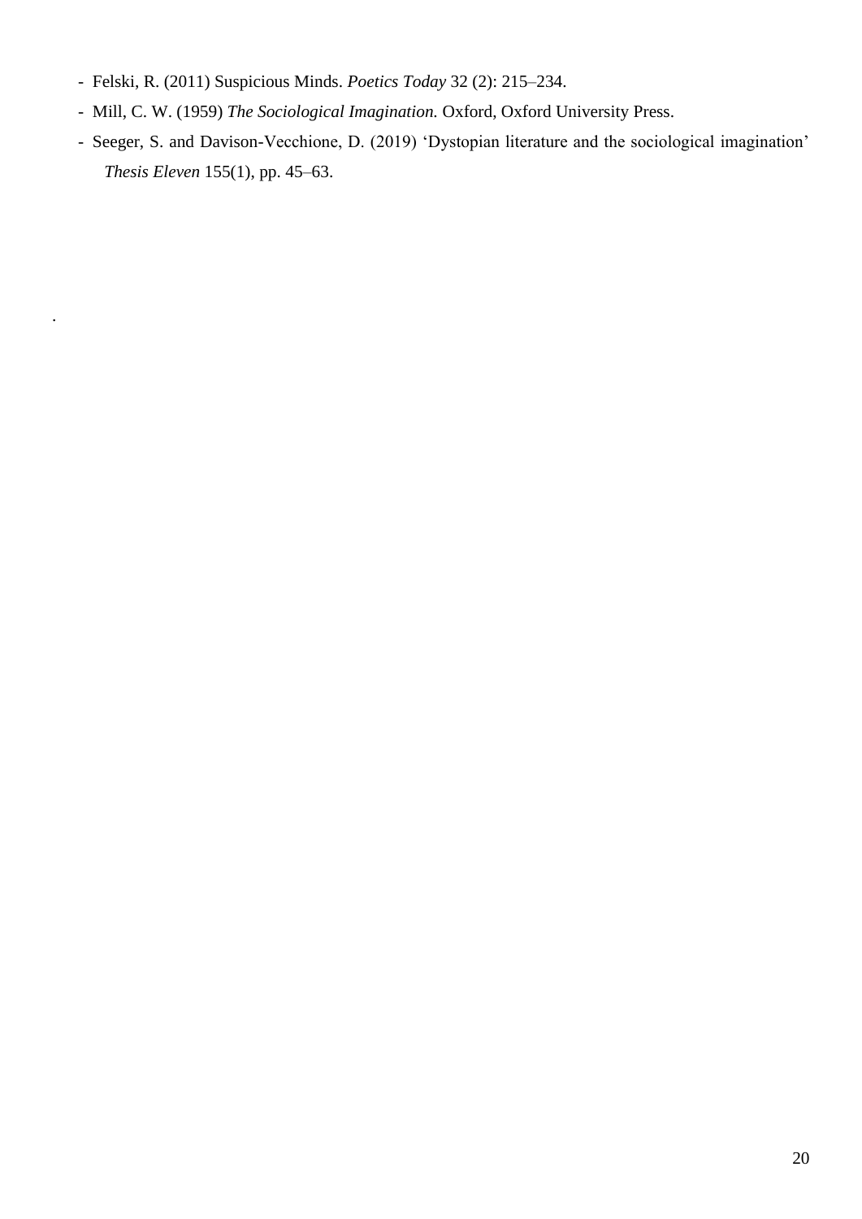- Felski, R. (2011) Suspicious Minds. *Poetics Today* 32 (2): 215–234.
- Mill, C. W. (1959) *The Sociological Imagination.* Oxford, Oxford University Press.
- Seeger, S. and Davison-Vecchione, D. (2019) 'Dystopian literature and the sociological imagination' *Thesis Eleven* 155(1), pp. 45–63.

.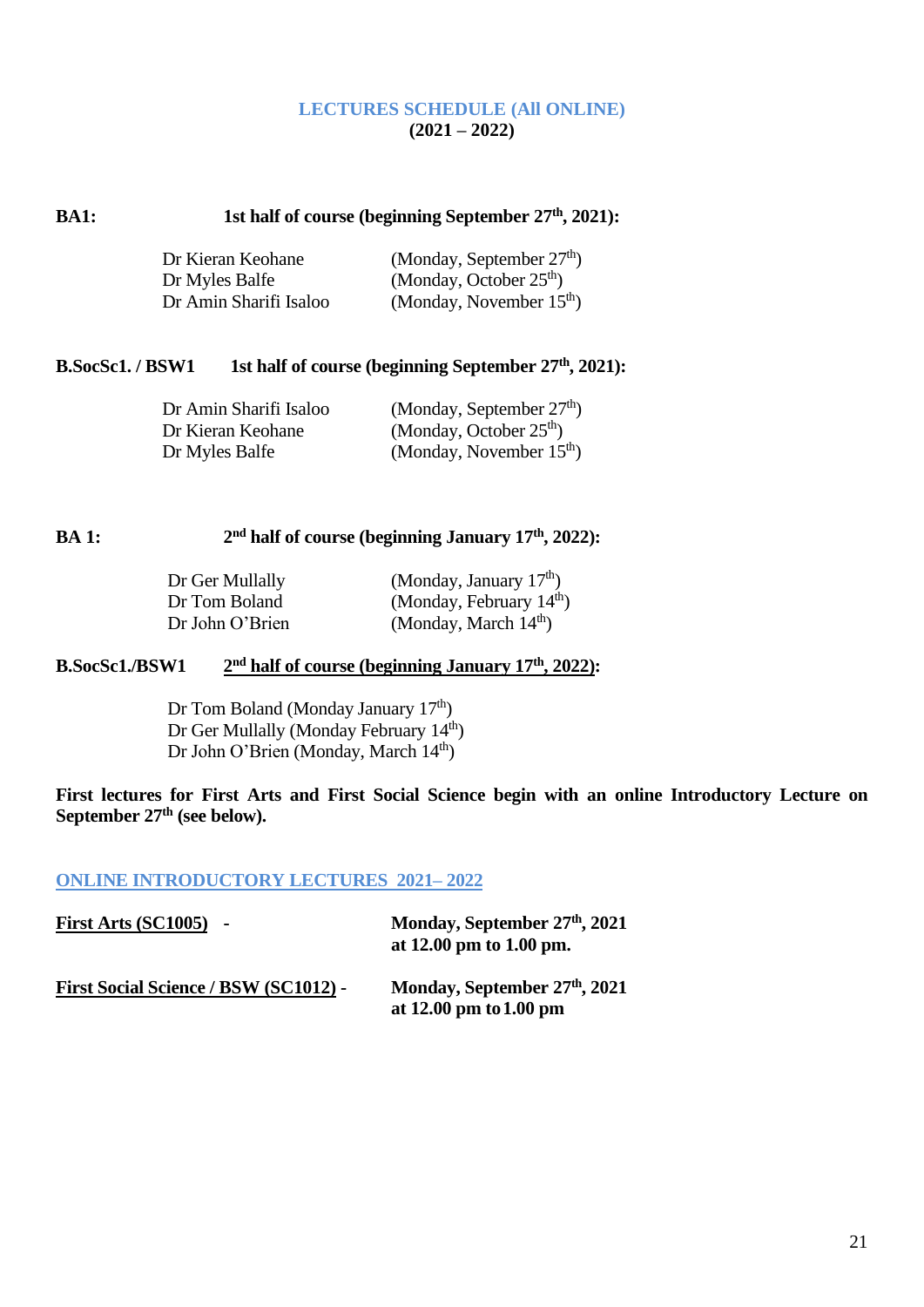# LECTURES SCHEDULE (All ONLINE)
**(2021 – 2022)**

**BA1:** **1st half of course (beginning September 27th, 2021):**

| | |
|---|---|
| Dr Kieran Keohane | (Monday, September 27th) |
| Dr Myles Balfe | (Monday, October 25th) |
| Dr Amin Sharifi Isaloo | (Monday, November 15th) |

**B.SocSc1. / BSW1** **1st half of course (beginning September 27th, 2021):**

| | |
|---|---|
| Dr Amin Sharifi Isaloo | (Monday, September 27th) |
| Dr Kieran Keohane | (Monday, October 25th) |
| Dr Myles Balfe | (Monday, November 15th) |

**BA 1:** **2nd half of course (beginning January 17th, 2022):**

| | |
|---|---|
| Dr Ger Mullally | (Monday, January 17th) |
| Dr Tom Boland | (Monday, February 14th) |
| Dr John O'Brien | (Monday, March 14th) |

**B.SocSc1./BSW1** **2nd half of course (beginning January 17th, 2022):**

Dr Tom Boland (Monday January 17th)
Dr Ger Mullally (Monday February 14th)
Dr John O'Brien (Monday, March 14th)

**First lectures for First Arts and First Social Science begin with an online Introductory Lecture on September 27th (see below).**

## ONLINE INTRODUCTORY LECTURES 2021– 2022

| | |
|---|---|
| **First Arts (SC1005)** - | **Monday, September 27th, 2021 at 12.00 pm to 1.00 pm.** |
| **First Social Science / BSW (SC1012)** - | **Monday, September 27th, 2021 at 12.00 pm to 1.00 pm** |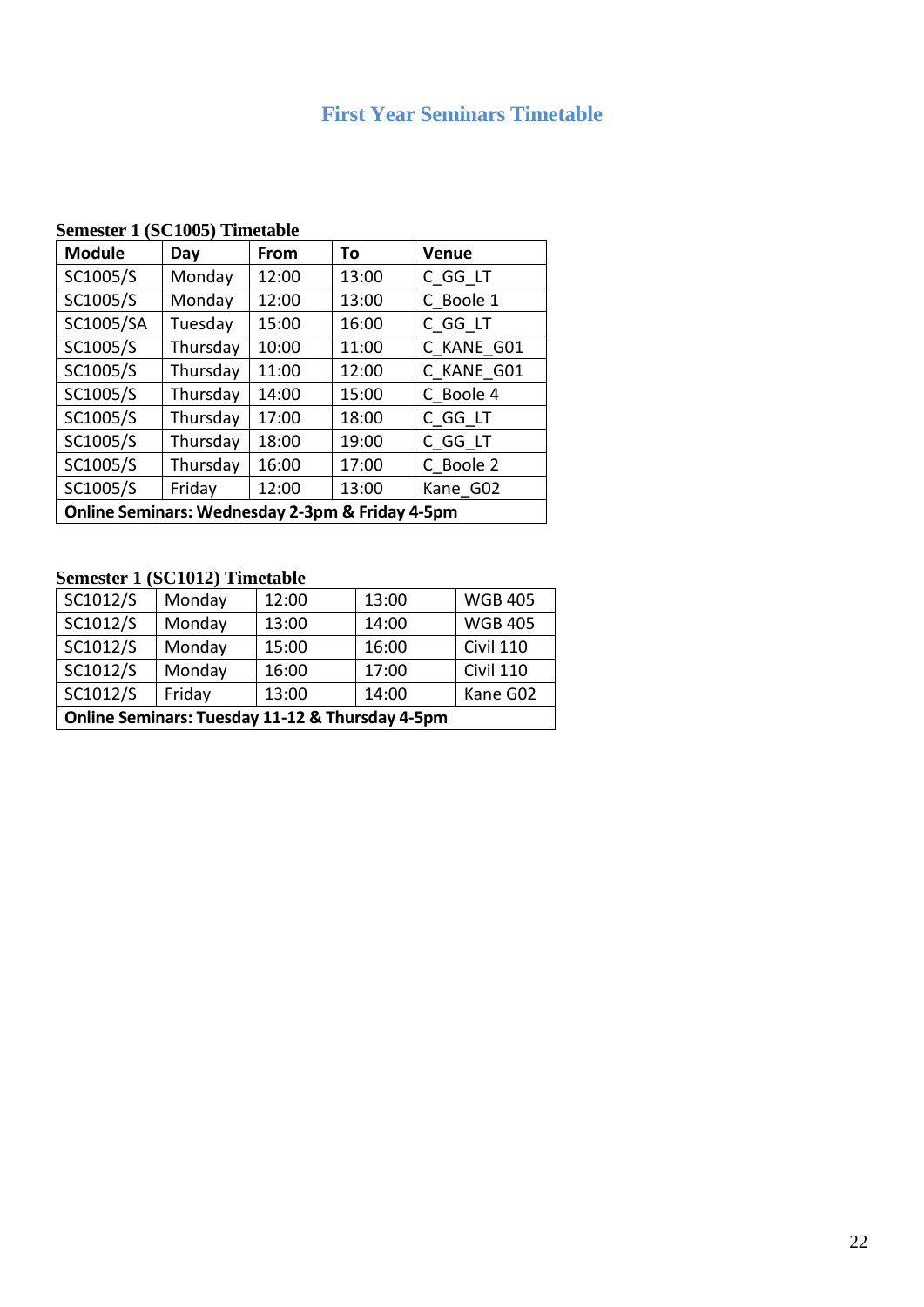# First Year Seminars Timetable

**Semester 1 (SC1005) Timetable**

| Module | Day | From | To | Venue |
|---|---|---|---|---|
| SC1005/S | Monday | 12:00 | 13:00 | C_GG_LT |
| SC1005/S | Monday | 12:00 | 13:00 | C_Boole 1 |
| SC1005/SA | Tuesday | 15:00 | 16:00 | C_GG_LT |
| SC1005/S | Thursday | 10:00 | 11:00 | C_KANE_G01 |
| SC1005/S | Thursday | 11:00 | 12:00 | C_KANE_G01 |
| SC1005/S | Thursday | 14:00 | 15:00 | C_Boole 4 |
| SC1005/S | Thursday | 17:00 | 18:00 | C_GG_LT |
| SC1005/S | Thursday | 18:00 | 19:00 | C_GG_LT |
| SC1005/S | Thursday | 16:00 | 17:00 | C_Boole 2 |
| SC1005/S | Friday | 12:00 | 13:00 | Kane_G02 |
| **Online Seminars: Wednesday 2-3pm & Friday 4-5pm** | | | | |

**Semester 1 (SC1012) Timetable**

| | | | | |
|---|---|---|---|---|
| SC1012/S | Monday | 12:00 | 13:00 | WGB 405 |
| SC1012/S | Monday | 13:00 | 14:00 | WGB 405 |
| SC1012/S | Monday | 15:00 | 16:00 | Civil 110 |
| SC1012/S | Monday | 16:00 | 17:00 | Civil 110 |
| SC1012/S | Friday | 13:00 | 14:00 | Kane G02 |
| **Online Seminars: Tuesday 11-12 & Thursday 4-5pm** | | | | |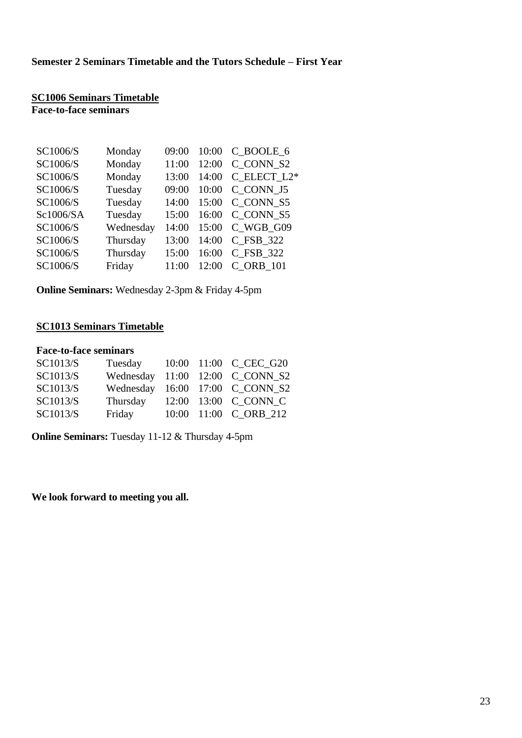**Semester 2 Seminars Timetable and the Tutors Schedule – First Year**

**SC1006 Seminars Timetable**

**Face-to-face seminars**

| | | | | |
|---|---|---|---|---|
| SC1006/S | Monday | 09:00 | 10:00 | C_BOOLE_6 |
| SC1006/S | Monday | 11:00 | 12:00 | C_CONN_S2 |
| SC1006/S | Monday | 13:00 | 14:00 | C_ELECT_L2* |
| SC1006/S | Tuesday | 09:00 | 10:00 | C_CONN_J5 |
| SC1006/S | Tuesday | 14:00 | 15:00 | C_CONN_S5 |
| Sc1006/SA | Tuesday | 15:00 | 16:00 | C_CONN_S5 |
| SC1006/S | Wednesday | 14:00 | 15:00 | C_WGB_G09 |
| SC1006/S | Thursday | 13:00 | 14:00 | C_FSB_322 |
| SC1006/S | Thursday | 15:00 | 16:00 | C_FSB_322 |
| SC1006/S | Friday | 11:00 | 12:00 | C_ORB_101 |

**Online Seminars:** Wednesday 2-3pm & Friday 4-5pm

**SC1013 Seminars Timetable**

**Face-to-face seminars**

| | | | | |
|---|---|---|---|---|
| SC1013/S | Tuesday | 10:00 | 11:00 | C_CEC_G20 |
| SC1013/S | Wednesday | 11:00 | 12:00 | C_CONN_S2 |
| SC1013/S | Wednesday | 16:00 | 17:00 | C_CONN_S2 |
| SC1013/S | Thursday | 12:00 | 13:00 | C_CONN_C |
| SC1013/S | Friday | 10:00 | 11:00 | C_ORB_212 |

**Online Seminars:** Tuesday 11-12 & Thursday 4-5pm

**We look forward to meeting you all.**